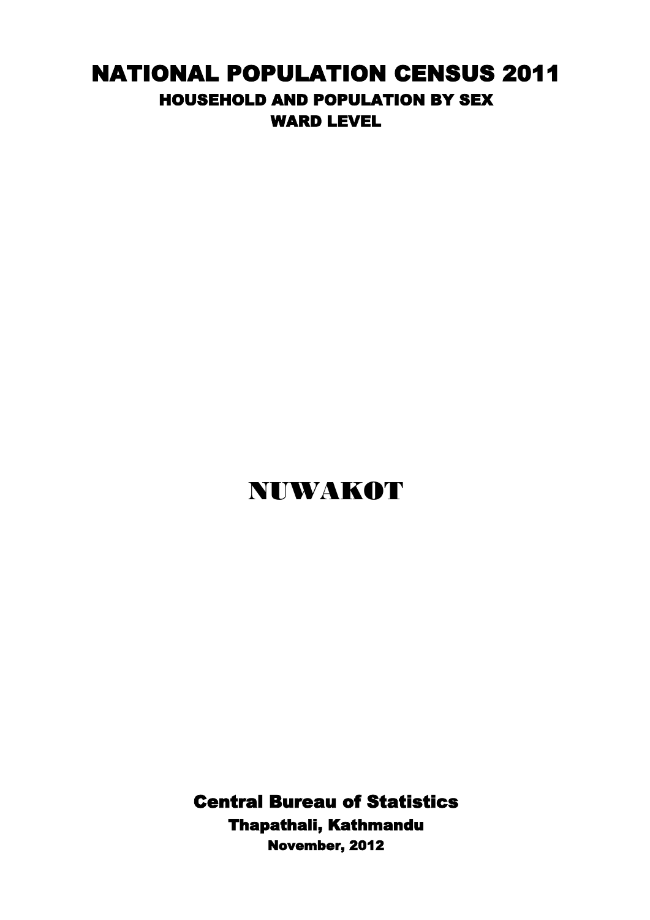# NATIONAL POPULATION CENSUS 2011

## HOUSEHOLD AND POPULATION BY SEX

## WARD LEVEL

# NUWAKOT

**Central Bureau of Statistics**

**Thapathali, Kathmandu**

**November, 2012**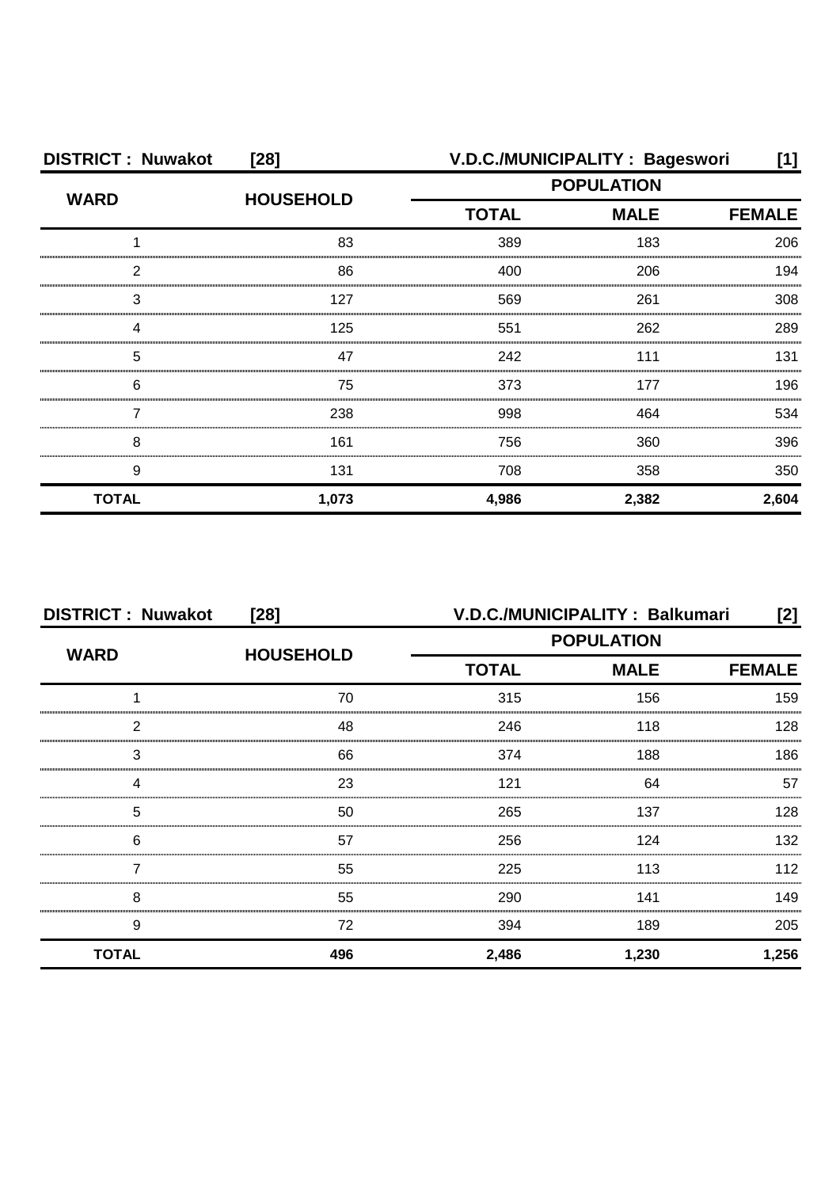**DISTRICT : Nuwakot [28]** **V.D.C./MUNICIPALITY : Bageswori [1]**

| WARD | HOUSEHOLD | POPULATION | | |
|---|---|---|---|---|
| | | TOTAL | MALE | FEMALE |
| 1 | 83 | 389 | 183 | 206 |
| 2 | 86 | 400 | 206 | 194 |
| 3 | 127 | 569 | 261 | 308 |
| 4 | 125 | 551 | 262 | 289 |
| 5 | 47 | 242 | 111 | 131 |
| 6 | 75 | 373 | 177 | 196 |
| 7 | 238 | 998 | 464 | 534 |
| 8 | 161 | 756 | 360 | 396 |
| 9 | 131 | 708 | 358 | 350 |
| **TOTAL** | **1,073** | **4,986** | **2,382** | **2,604** |

**DISTRICT : Nuwakot [28]** **V.D.C./MUNICIPALITY : Balkumari [2]**

| WARD | HOUSEHOLD | POPULATION | | |
|---|---|---|---|---|
| | | TOTAL | MALE | FEMALE |
| 1 | 70 | 315 | 156 | 159 |
| 2 | 48 | 246 | 118 | 128 |
| 3 | 66 | 374 | 188 | 186 |
| 4 | 23 | 121 | 64 | 57 |
| 5 | 50 | 265 | 137 | 128 |
| 6 | 57 | 256 | 124 | 132 |
| 7 | 55 | 225 | 113 | 112 |
| 8 | 55 | 290 | 141 | 149 |
| 9 | 72 | 394 | 189 | 205 |
| **TOTAL** | **496** | **2,486** | **1,230** | **1,256** |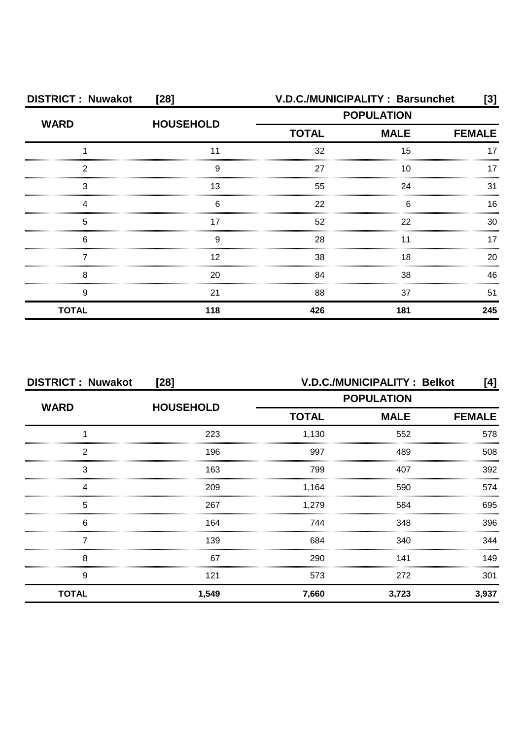**DISTRICT : Nuwakot [28]** **V.D.C./MUNICIPALITY : Barsunchet [3]**

| WARD | HOUSEHOLD | POPULATION | | |
|---|---|---|---|---|
| | | TOTAL | MALE | FEMALE |
| 1 | 11 | 32 | 15 | 17 |
| 2 | 9 | 27 | 10 | 17 |
| 3 | 13 | 55 | 24 | 31 |
| 4 | 6 | 22 | 6 | 16 |
| 5 | 17 | 52 | 22 | 30 |
| 6 | 9 | 28 | 11 | 17 |
| 7 | 12 | 38 | 18 | 20 |
| 8 | 20 | 84 | 38 | 46 |
| 9 | 21 | 88 | 37 | 51 |
| **TOTAL** | **118** | **426** | **181** | **245** |

**DISTRICT : Nuwakot [28]** **V.D.C./MUNICIPALITY : Belkot [4]**

| WARD | HOUSEHOLD | POPULATION | | |
|---|---|---|---|---|
| | | TOTAL | MALE | FEMALE |
| 1 | 223 | 1,130 | 552 | 578 |
| 2 | 196 | 997 | 489 | 508 |
| 3 | 163 | 799 | 407 | 392 |
| 4 | 209 | 1,164 | 590 | 574 |
| 5 | 267 | 1,279 | 584 | 695 |
| 6 | 164 | 744 | 348 | 396 |
| 7 | 139 | 684 | 340 | 344 |
| 8 | 67 | 290 | 141 | 149 |
| 9 | 121 | 573 | 272 | 301 |
| **TOTAL** | **1,549** | **7,660** | **3,723** | **3,937** |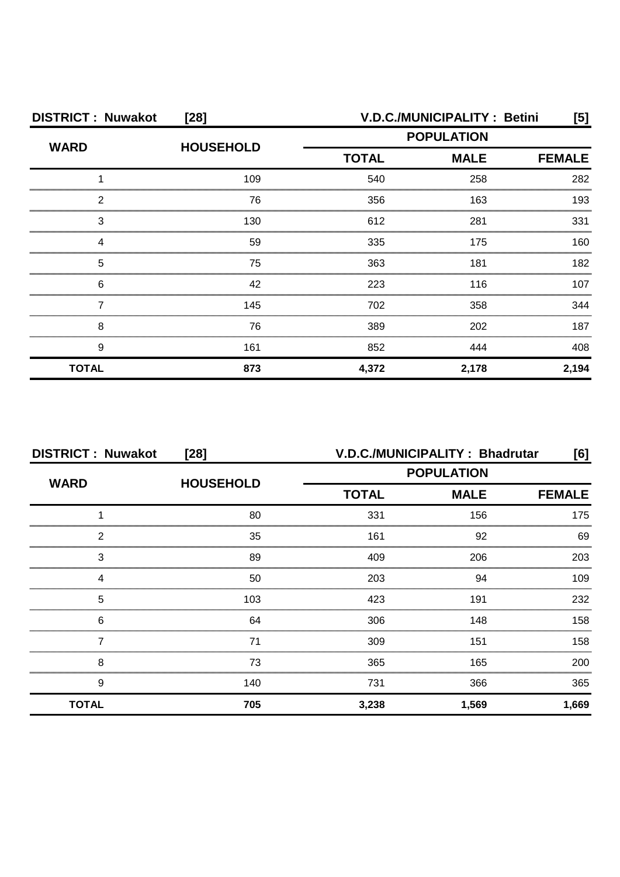**DISTRICT : Nuwakot [28]** **V.D.C./MUNICIPALITY : Betini [5]**

| WARD | HOUSEHOLD | POPULATION | | |
|---|---|---|---|---|
| | | TOTAL | MALE | FEMALE |
| 1 | 109 | 540 | 258 | 282 |
| 2 | 76 | 356 | 163 | 193 |
| 3 | 130 | 612 | 281 | 331 |
| 4 | 59 | 335 | 175 | 160 |
| 5 | 75 | 363 | 181 | 182 |
| 6 | 42 | 223 | 116 | 107 |
| 7 | 145 | 702 | 358 | 344 |
| 8 | 76 | 389 | 202 | 187 |
| 9 | 161 | 852 | 444 | 408 |
| **TOTAL** | **873** | **4,372** | **2,178** | **2,194** |

**DISTRICT : Nuwakot [28]** **V.D.C./MUNICIPALITY : Bhadrutar [6]**

| WARD | HOUSEHOLD | POPULATION | | |
|---|---|---|---|---|
| | | TOTAL | MALE | FEMALE |
| 1 | 80 | 331 | 156 | 175 |
| 2 | 35 | 161 | 92 | 69 |
| 3 | 89 | 409 | 206 | 203 |
| 4 | 50 | 203 | 94 | 109 |
| 5 | 103 | 423 | 191 | 232 |
| 6 | 64 | 306 | 148 | 158 |
| 7 | 71 | 309 | 151 | 158 |
| 8 | 73 | 365 | 165 | 200 |
| 9 | 140 | 731 | 366 | 365 |
| **TOTAL** | **705** | **3,238** | **1,569** | **1,669** |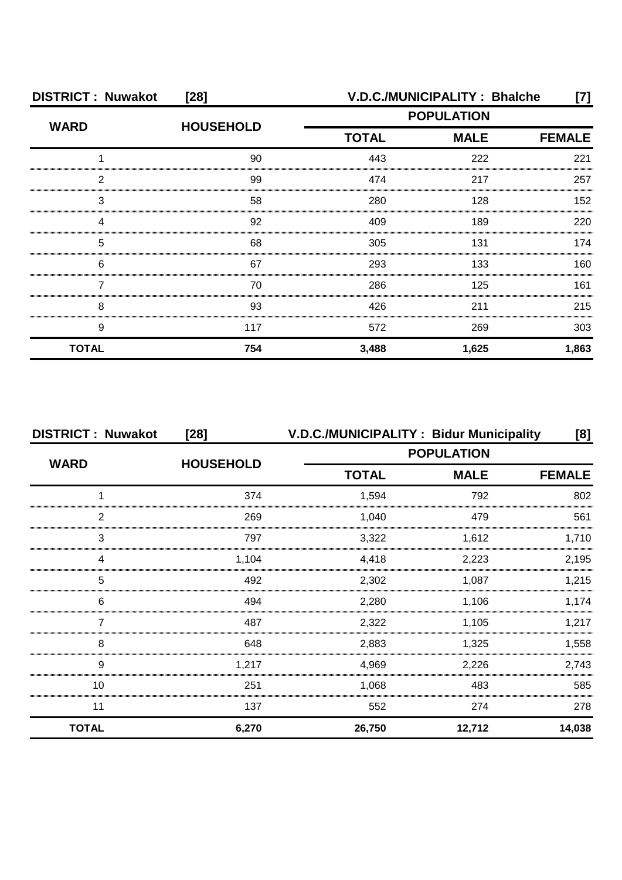**DISTRICT : Nuwakot [28] V.D.C./MUNICIPALITY : Bhalche [7]**

| WARD | HOUSEHOLD | POPULATION | | |
|---|---|---|---|---|
| | | TOTAL | MALE | FEMALE |
| 1 | 90 | 443 | 222 | 221 |
| 2 | 99 | 474 | 217 | 257 |
| 3 | 58 | 280 | 128 | 152 |
| 4 | 92 | 409 | 189 | 220 |
| 5 | 68 | 305 | 131 | 174 |
| 6 | 67 | 293 | 133 | 160 |
| 7 | 70 | 286 | 125 | 161 |
| 8 | 93 | 426 | 211 | 215 |
| 9 | 117 | 572 | 269 | 303 |
| **TOTAL** | **754** | **3,488** | **1,625** | **1,863** |

**DISTRICT : Nuwakot [28] V.D.C./MUNICIPALITY : Bidur Municipality [8]**

| WARD | HOUSEHOLD | POPULATION | | |
|---|---|---|---|---|
| | | TOTAL | MALE | FEMALE |
| 1 | 374 | 1,594 | 792 | 802 |
| 2 | 269 | 1,040 | 479 | 561 |
| 3 | 797 | 3,322 | 1,612 | 1,710 |
| 4 | 1,104 | 4,418 | 2,223 | 2,195 |
| 5 | 492 | 2,302 | 1,087 | 1,215 |
| 6 | 494 | 2,280 | 1,106 | 1,174 |
| 7 | 487 | 2,322 | 1,105 | 1,217 |
| 8 | 648 | 2,883 | 1,325 | 1,558 |
| 9 | 1,217 | 4,969 | 2,226 | 2,743 |
| 10 | 251 | 1,068 | 483 | 585 |
| 11 | 137 | 552 | 274 | 278 |
| **TOTAL** | **6,270** | **26,750** | **12,712** | **14,038** |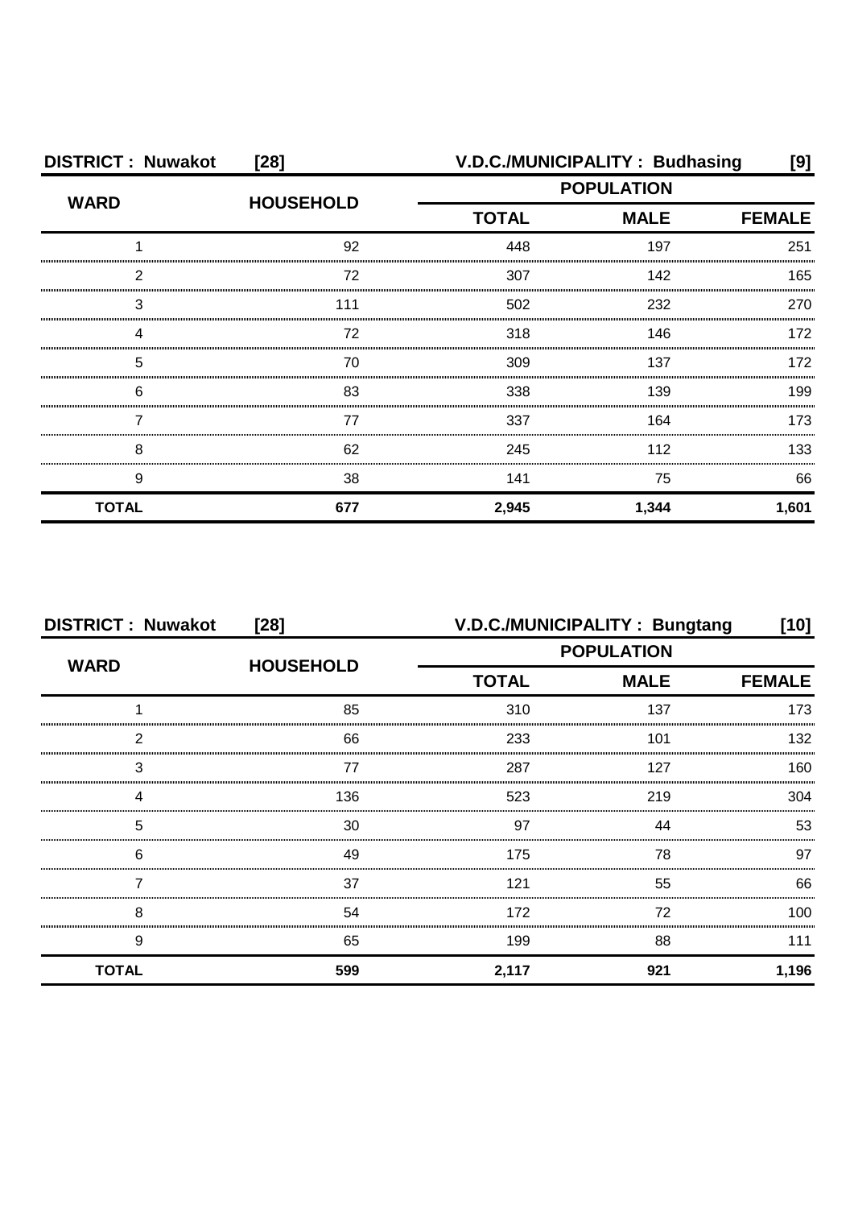| DISTRICT : Nuwakot | [28] | V.D.C./MUNICIPALITY : Budhasing | | [9] |
|---|---|---|---|---|
| WARD | HOUSEHOLD | POPULATION | | |
| | | TOTAL | MALE | FEMALE |
| 1 | 92 | 448 | 197 | 251 |
| 2 | 72 | 307 | 142 | 165 |
| 3 | 111 | 502 | 232 | 270 |
| 4 | 72 | 318 | 146 | 172 |
| 5 | 70 | 309 | 137 | 172 |
| 6 | 83 | 338 | 139 | 199 |
| 7 | 77 | 337 | 164 | 173 |
| 8 | 62 | 245 | 112 | 133 |
| 9 | 38 | 141 | 75 | 66 |
| **TOTAL** | **677** | **2,945** | **1,344** | **1,601** |

| DISTRICT : Nuwakot | [28] | V.D.C./MUNICIPALITY : Bungtang | | [10] |
|---|---|---|---|---|
| WARD | HOUSEHOLD | POPULATION | | |
| | | TOTAL | MALE | FEMALE |
| 1 | 85 | 310 | 137 | 173 |
| 2 | 66 | 233 | 101 | 132 |
| 3 | 77 | 287 | 127 | 160 |
| 4 | 136 | 523 | 219 | 304 |
| 5 | 30 | 97 | 44 | 53 |
| 6 | 49 | 175 | 78 | 97 |
| 7 | 37 | 121 | 55 | 66 |
| 8 | 54 | 172 | 72 | 100 |
| 9 | 65 | 199 | 88 | 111 |
| **TOTAL** | **599** | **2,117** | **921** | **1,196** |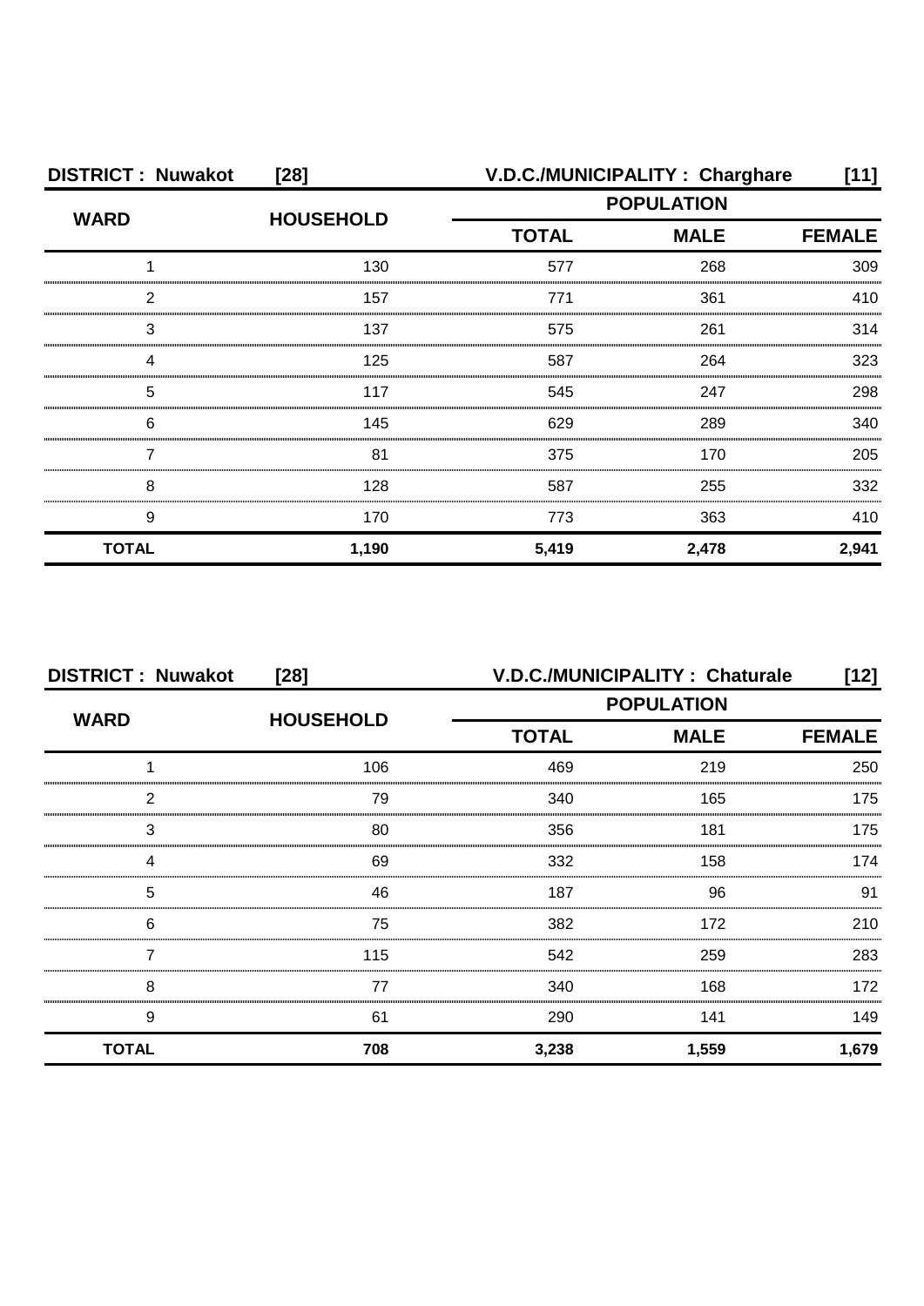**DISTRICT : Nuwakot [28]** **V.D.C./MUNICIPALITY : Charghare [11]**

| WARD | HOUSEHOLD | POPULATION | | |
|---|---|---|---|---|
| | | TOTAL | MALE | FEMALE |
| 1 | 130 | 577 | 268 | 309 |
| 2 | 157 | 771 | 361 | 410 |
| 3 | 137 | 575 | 261 | 314 |
| 4 | 125 | 587 | 264 | 323 |
| 5 | 117 | 545 | 247 | 298 |
| 6 | 145 | 629 | 289 | 340 |
| 7 | 81 | 375 | 170 | 205 |
| 8 | 128 | 587 | 255 | 332 |
| 9 | 170 | 773 | 363 | 410 |
| **TOTAL** | **1,190** | **5,419** | **2,478** | **2,941** |

**DISTRICT : Nuwakot [28]** **V.D.C./MUNICIPALITY : Chaturale [12]**

| WARD | HOUSEHOLD | POPULATION | | |
|---|---|---|---|---|
| | | TOTAL | MALE | FEMALE |
| 1 | 106 | 469 | 219 | 250 |
| 2 | 79 | 340 | 165 | 175 |
| 3 | 80 | 356 | 181 | 175 |
| 4 | 69 | 332 | 158 | 174 |
| 5 | 46 | 187 | 96 | 91 |
| 6 | 75 | 382 | 172 | 210 |
| 7 | 115 | 542 | 259 | 283 |
| 8 | 77 | 340 | 168 | 172 |
| 9 | 61 | 290 | 141 | 149 |
| **TOTAL** | **708** | **3,238** | **1,559** | **1,679** |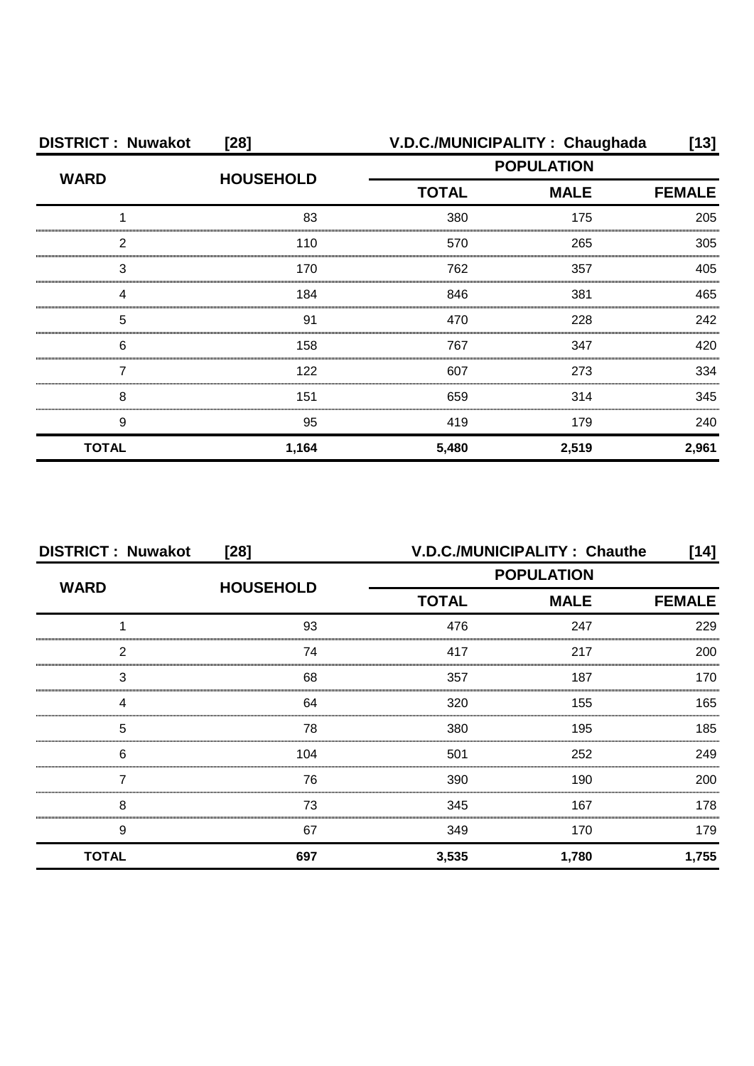| DISTRICT : Nuwakot | [28] | V.D.C./MUNICIPALITY : Chaughada | | [13] |
|---|---|---|---|---|
| WARD | HOUSEHOLD | POPULATION | | |
| | | TOTAL | MALE | FEMALE |
| 1 | 83 | 380 | 175 | 205 |
| 2 | 110 | 570 | 265 | 305 |
| 3 | 170 | 762 | 357 | 405 |
| 4 | 184 | 846 | 381 | 465 |
| 5 | 91 | 470 | 228 | 242 |
| 6 | 158 | 767 | 347 | 420 |
| 7 | 122 | 607 | 273 | 334 |
| 8 | 151 | 659 | 314 | 345 |
| 9 | 95 | 419 | 179 | 240 |
| **TOTAL** | **1,164** | **5,480** | **2,519** | **2,961** |

| DISTRICT : Nuwakot | [28] | V.D.C./MUNICIPALITY : Chauthe | | [14] |
|---|---|---|---|---|
| WARD | HOUSEHOLD | POPULATION | | |
| | | TOTAL | MALE | FEMALE |
| 1 | 93 | 476 | 247 | 229 |
| 2 | 74 | 417 | 217 | 200 |
| 3 | 68 | 357 | 187 | 170 |
| 4 | 64 | 320 | 155 | 165 |
| 5 | 78 | 380 | 195 | 185 |
| 6 | 104 | 501 | 252 | 249 |
| 7 | 76 | 390 | 190 | 200 |
| 8 | 73 | 345 | 167 | 178 |
| 9 | 67 | 349 | 170 | 179 |
| **TOTAL** | **697** | **3,535** | **1,780** | **1,755** |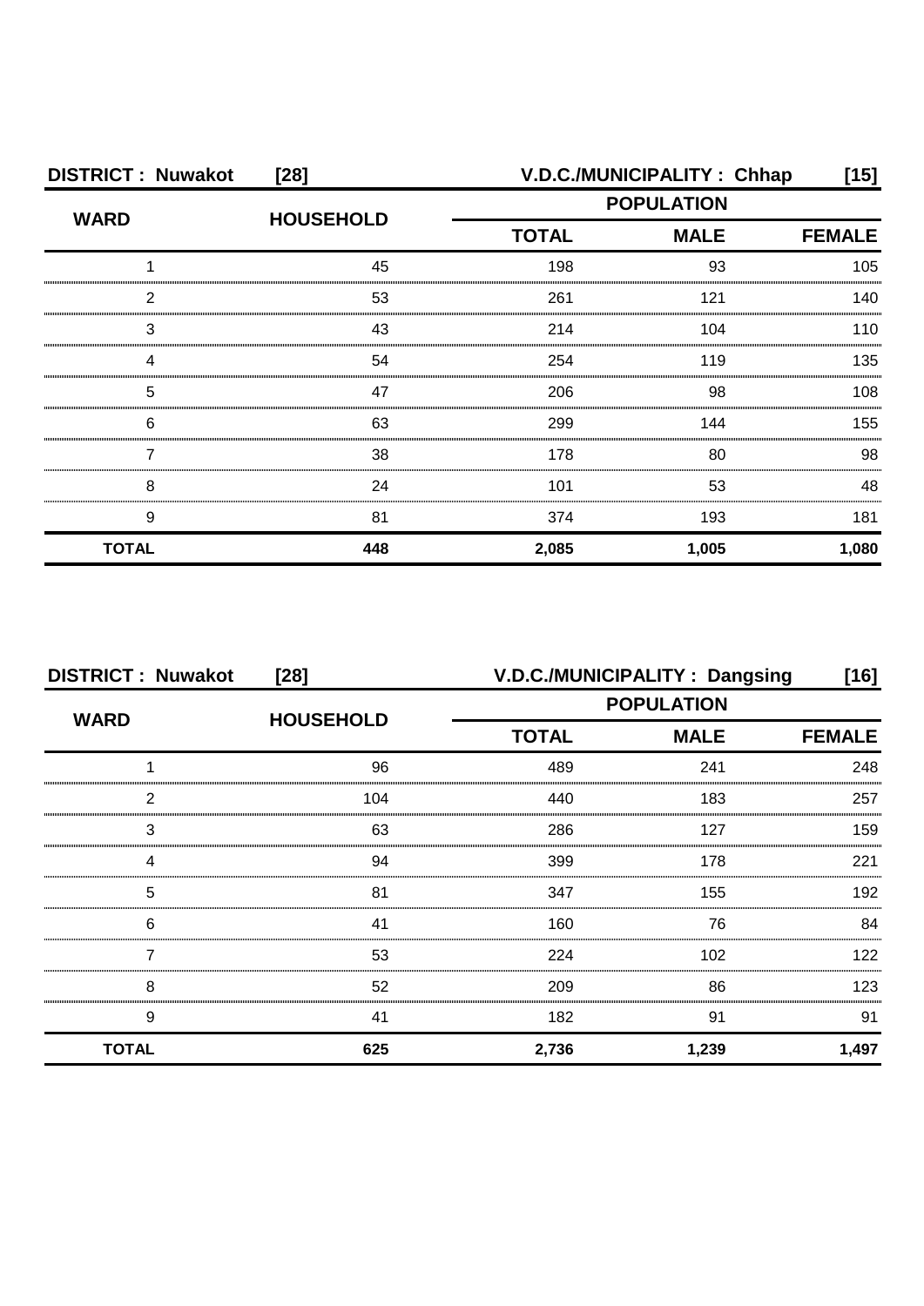| DISTRICT : Nuwakot | [28] | V.D.C./MUNICIPALITY : Chhap | | [15] |
|---|---|---|---|---|
| WARD | HOUSEHOLD | POPULATION | | |
| | | TOTAL | MALE | FEMALE |
| 1 | 45 | 198 | 93 | 105 |
| 2 | 53 | 261 | 121 | 140 |
| 3 | 43 | 214 | 104 | 110 |
| 4 | 54 | 254 | 119 | 135 |
| 5 | 47 | 206 | 98 | 108 |
| 6 | 63 | 299 | 144 | 155 |
| 7 | 38 | 178 | 80 | 98 |
| 8 | 24 | 101 | 53 | 48 |
| 9 | 81 | 374 | 193 | 181 |
| **TOTAL** | **448** | **2,085** | **1,005** | **1,080** |

| DISTRICT : Nuwakot | [28] | V.D.C./MUNICIPALITY : Dangsing | | [16] |
|---|---|---|---|---|
| WARD | HOUSEHOLD | POPULATION | | |
| | | TOTAL | MALE | FEMALE |
| 1 | 96 | 489 | 241 | 248 |
| 2 | 104 | 440 | 183 | 257 |
| 3 | 63 | 286 | 127 | 159 |
| 4 | 94 | 399 | 178 | 221 |
| 5 | 81 | 347 | 155 | 192 |
| 6 | 41 | 160 | 76 | 84 |
| 7 | 53 | 224 | 102 | 122 |
| 8 | 52 | 209 | 86 | 123 |
| 9 | 41 | 182 | 91 | 91 |
| **TOTAL** | **625** | **2,736** | **1,239** | **1,497** |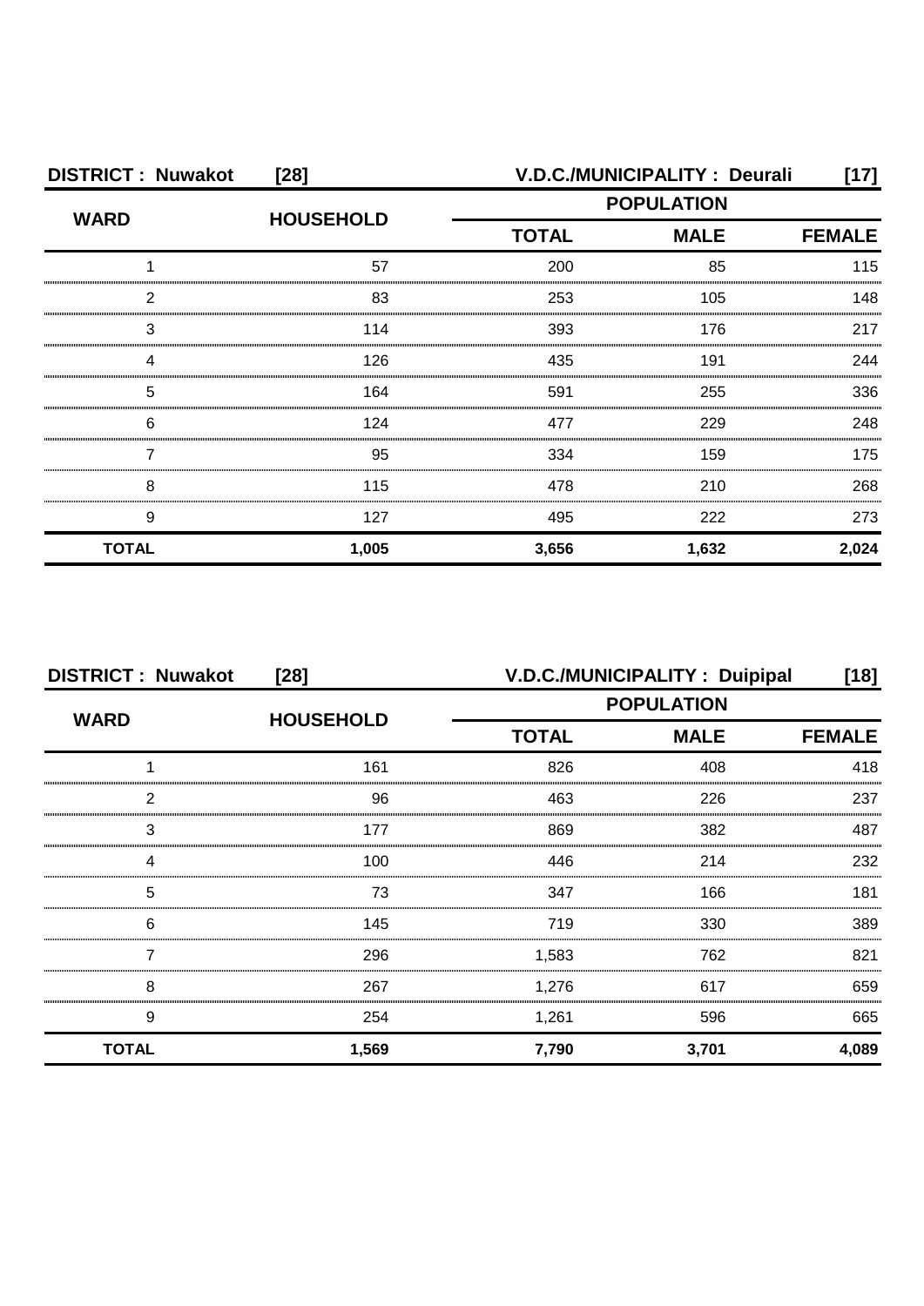**DISTRICT : Nuwakot [28]** **V.D.C./MUNICIPALITY : Deurali [17]**

| WARD | HOUSEHOLD | POPULATION | | |
|---|---|---|---|---|
| | | TOTAL | MALE | FEMALE |
| 1 | 57 | 200 | 85 | 115 |
| 2 | 83 | 253 | 105 | 148 |
| 3 | 114 | 393 | 176 | 217 |
| 4 | 126 | 435 | 191 | 244 |
| 5 | 164 | 591 | 255 | 336 |
| 6 | 124 | 477 | 229 | 248 |
| 7 | 95 | 334 | 159 | 175 |
| 8 | 115 | 478 | 210 | 268 |
| 9 | 127 | 495 | 222 | 273 |
| **TOTAL** | **1,005** | **3,656** | **1,632** | **2,024** |

**DISTRICT : Nuwakot [28]** **V.D.C./MUNICIPALITY : Duipipal [18]**

| WARD | HOUSEHOLD | POPULATION | | |
|---|---|---|---|---|
| | | TOTAL | MALE | FEMALE |
| 1 | 161 | 826 | 408 | 418 |
| 2 | 96 | 463 | 226 | 237 |
| 3 | 177 | 869 | 382 | 487 |
| 4 | 100 | 446 | 214 | 232 |
| 5 | 73 | 347 | 166 | 181 |
| 6 | 145 | 719 | 330 | 389 |
| 7 | 296 | 1,583 | 762 | 821 |
| 8 | 267 | 1,276 | 617 | 659 |
| 9 | 254 | 1,261 | 596 | 665 |
| **TOTAL** | **1,569** | **7,790** | **3,701** | **4,089** |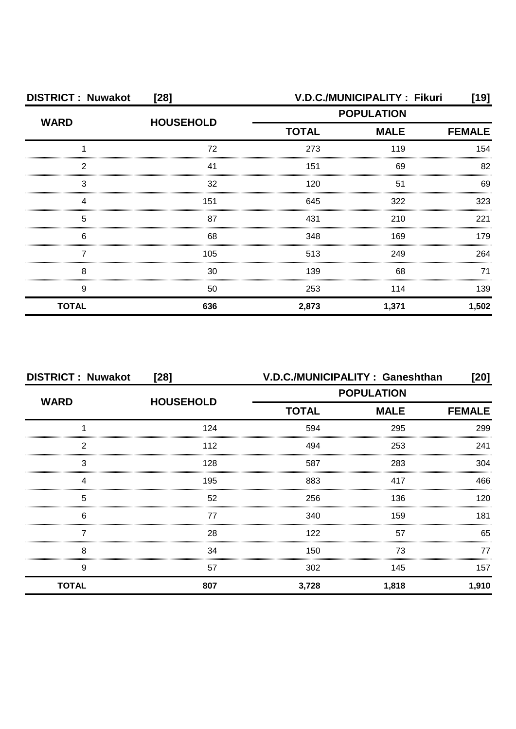**DISTRICT : Nuwakot [28] V.D.C./MUNICIPALITY : Fikuri [19]**

| WARD | HOUSEHOLD | POPULATION | | |
|---|---|---|---|---|
| | | TOTAL | MALE | FEMALE |
| 1 | 72 | 273 | 119 | 154 |
| 2 | 41 | 151 | 69 | 82 |
| 3 | 32 | 120 | 51 | 69 |
| 4 | 151 | 645 | 322 | 323 |
| 5 | 87 | 431 | 210 | 221 |
| 6 | 68 | 348 | 169 | 179 |
| 7 | 105 | 513 | 249 | 264 |
| 8 | 30 | 139 | 68 | 71 |
| 9 | 50 | 253 | 114 | 139 |
| **TOTAL** | **636** | **2,873** | **1,371** | **1,502** |

**DISTRICT : Nuwakot [28] V.D.C./MUNICIPALITY : Ganeshthan [20]**

| WARD | HOUSEHOLD | POPULATION | | |
|---|---|---|---|---|
| | | TOTAL | MALE | FEMALE |
| 1 | 124 | 594 | 295 | 299 |
| 2 | 112 | 494 | 253 | 241 |
| 3 | 128 | 587 | 283 | 304 |
| 4 | 195 | 883 | 417 | 466 |
| 5 | 52 | 256 | 136 | 120 |
| 6 | 77 | 340 | 159 | 181 |
| 7 | 28 | 122 | 57 | 65 |
| 8 | 34 | 150 | 73 | 77 |
| 9 | 57 | 302 | 145 | 157 |
| **TOTAL** | **807** | **3,728** | **1,818** | **1,910** |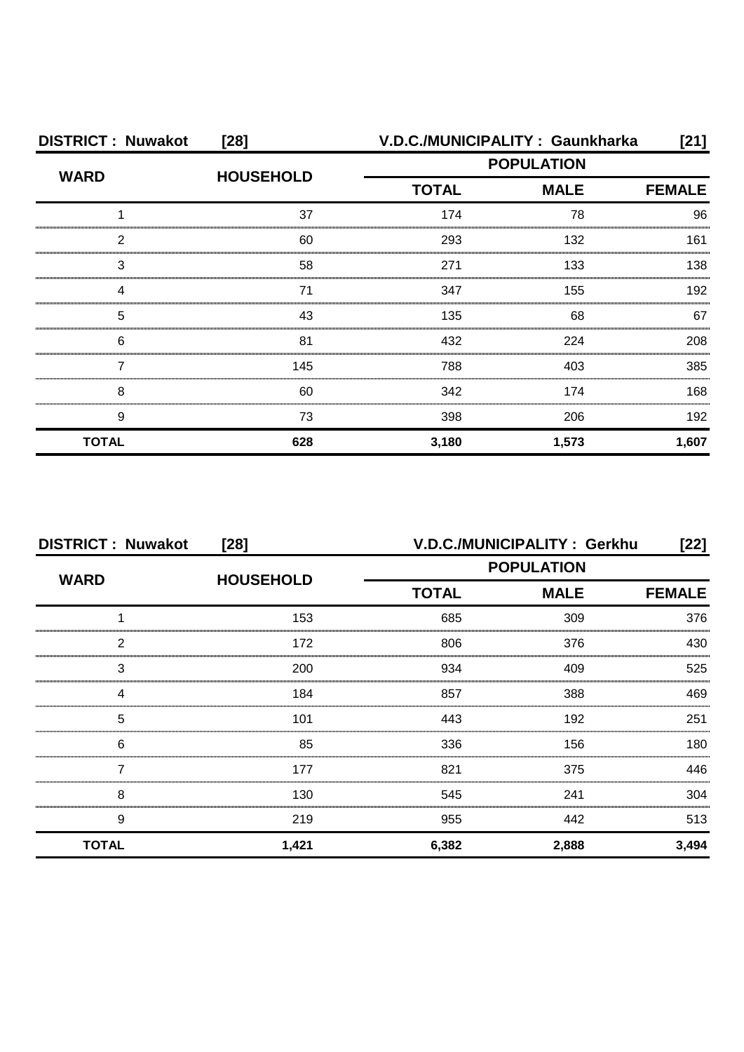**DISTRICT : Nuwakot [28] V.D.C./MUNICIPALITY : Gaunkharka [21]**

| WARD | HOUSEHOLD | POPULATION | | |
|---|---|---|---|---|
| | | TOTAL | MALE | FEMALE |
| 1 | 37 | 174 | 78 | 96 |
| 2 | 60 | 293 | 132 | 161 |
| 3 | 58 | 271 | 133 | 138 |
| 4 | 71 | 347 | 155 | 192 |
| 5 | 43 | 135 | 68 | 67 |
| 6 | 81 | 432 | 224 | 208 |
| 7 | 145 | 788 | 403 | 385 |
| 8 | 60 | 342 | 174 | 168 |
| 9 | 73 | 398 | 206 | 192 |
| **TOTAL** | **628** | **3,180** | **1,573** | **1,607** |

**DISTRICT : Nuwakot [28] V.D.C./MUNICIPALITY : Gerkhu [22]**

| WARD | HOUSEHOLD | POPULATION | | |
|---|---|---|---|---|
| | | TOTAL | MALE | FEMALE |
| 1 | 153 | 685 | 309 | 376 |
| 2 | 172 | 806 | 376 | 430 |
| 3 | 200 | 934 | 409 | 525 |
| 4 | 184 | 857 | 388 | 469 |
| 5 | 101 | 443 | 192 | 251 |
| 6 | 85 | 336 | 156 | 180 |
| 7 | 177 | 821 | 375 | 446 |
| 8 | 130 | 545 | 241 | 304 |
| 9 | 219 | 955 | 442 | 513 |
| **TOTAL** | **1,421** | **6,382** | **2,888** | **3,494** |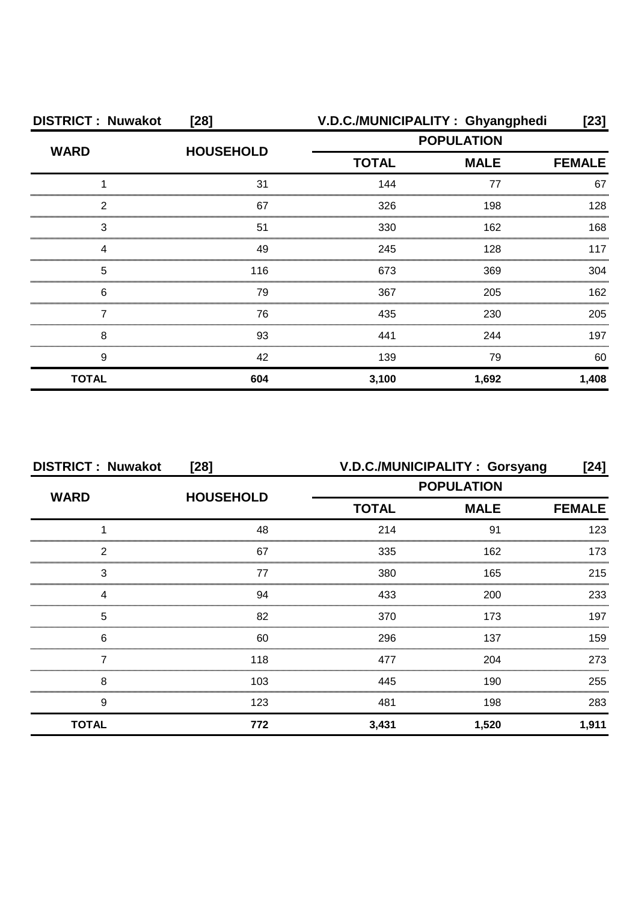**DISTRICT : Nuwakot [28] V.D.C./MUNICIPALITY : Ghyangphedi [23]**

| WARD | HOUSEHOLD | POPULATION | | |
|---|---|---|---|---|
| | | TOTAL | MALE | FEMALE |
| 1 | 31 | 144 | 77 | 67 |
| 2 | 67 | 326 | 198 | 128 |
| 3 | 51 | 330 | 162 | 168 |
| 4 | 49 | 245 | 128 | 117 |
| 5 | 116 | 673 | 369 | 304 |
| 6 | 79 | 367 | 205 | 162 |
| 7 | 76 | 435 | 230 | 205 |
| 8 | 93 | 441 | 244 | 197 |
| 9 | 42 | 139 | 79 | 60 |
| **TOTAL** | **604** | **3,100** | **1,692** | **1,408** |

**DISTRICT : Nuwakot [28] V.D.C./MUNICIPALITY : Gorsyang [24]**

| WARD | HOUSEHOLD | POPULATION | | |
|---|---|---|---|---|
| | | TOTAL | MALE | FEMALE |
| 1 | 48 | 214 | 91 | 123 |
| 2 | 67 | 335 | 162 | 173 |
| 3 | 77 | 380 | 165 | 215 |
| 4 | 94 | 433 | 200 | 233 |
| 5 | 82 | 370 | 173 | 197 |
| 6 | 60 | 296 | 137 | 159 |
| 7 | 118 | 477 | 204 | 273 |
| 8 | 103 | 445 | 190 | 255 |
| 9 | 123 | 481 | 198 | 283 |
| **TOTAL** | **772** | **3,431** | **1,520** | **1,911** |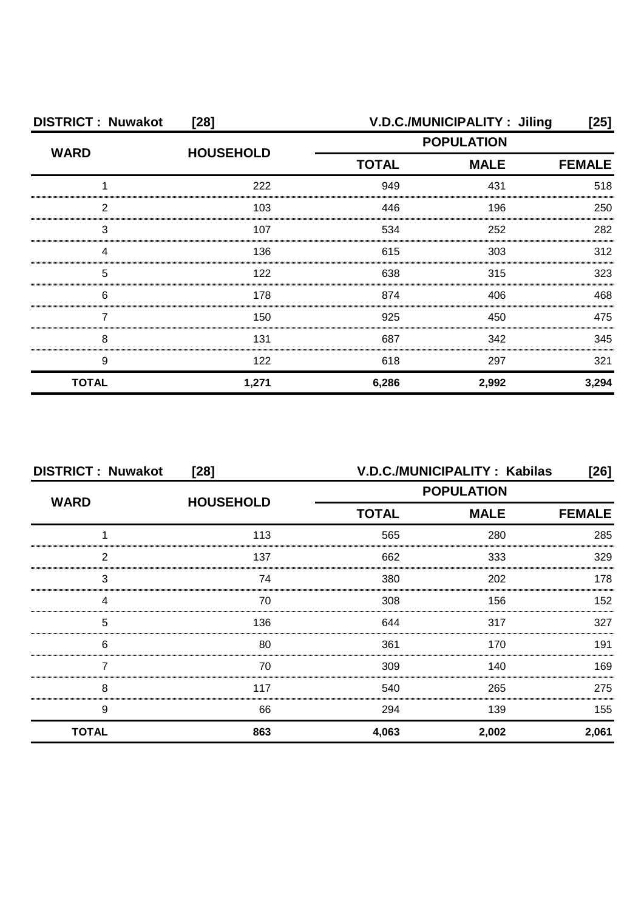**DISTRICT : Nuwakot [28]** **V.D.C./MUNICIPALITY : Jiling [25]**

| WARD | HOUSEHOLD | POPULATION | | |
|---|---|---|---|---|
| | | TOTAL | MALE | FEMALE |
| 1 | 222 | 949 | 431 | 518 |
| 2 | 103 | 446 | 196 | 250 |
| 3 | 107 | 534 | 252 | 282 |
| 4 | 136 | 615 | 303 | 312 |
| 5 | 122 | 638 | 315 | 323 |
| 6 | 178 | 874 | 406 | 468 |
| 7 | 150 | 925 | 450 | 475 |
| 8 | 131 | 687 | 342 | 345 |
| 9 | 122 | 618 | 297 | 321 |
| **TOTAL** | **1,271** | **6,286** | **2,992** | **3,294** |

**DISTRICT : Nuwakot [28]** **V.D.C./MUNICIPALITY : Kabilas [26]**

| WARD | HOUSEHOLD | POPULATION | | |
|---|---|---|---|---|
| | | TOTAL | MALE | FEMALE |
| 1 | 113 | 565 | 280 | 285 |
| 2 | 137 | 662 | 333 | 329 |
| 3 | 74 | 380 | 202 | 178 |
| 4 | 70 | 308 | 156 | 152 |
| 5 | 136 | 644 | 317 | 327 |
| 6 | 80 | 361 | 170 | 191 |
| 7 | 70 | 309 | 140 | 169 |
| 8 | 117 | 540 | 265 | 275 |
| 9 | 66 | 294 | 139 | 155 |
| **TOTAL** | **863** | **4,063** | **2,002** | **2,061** |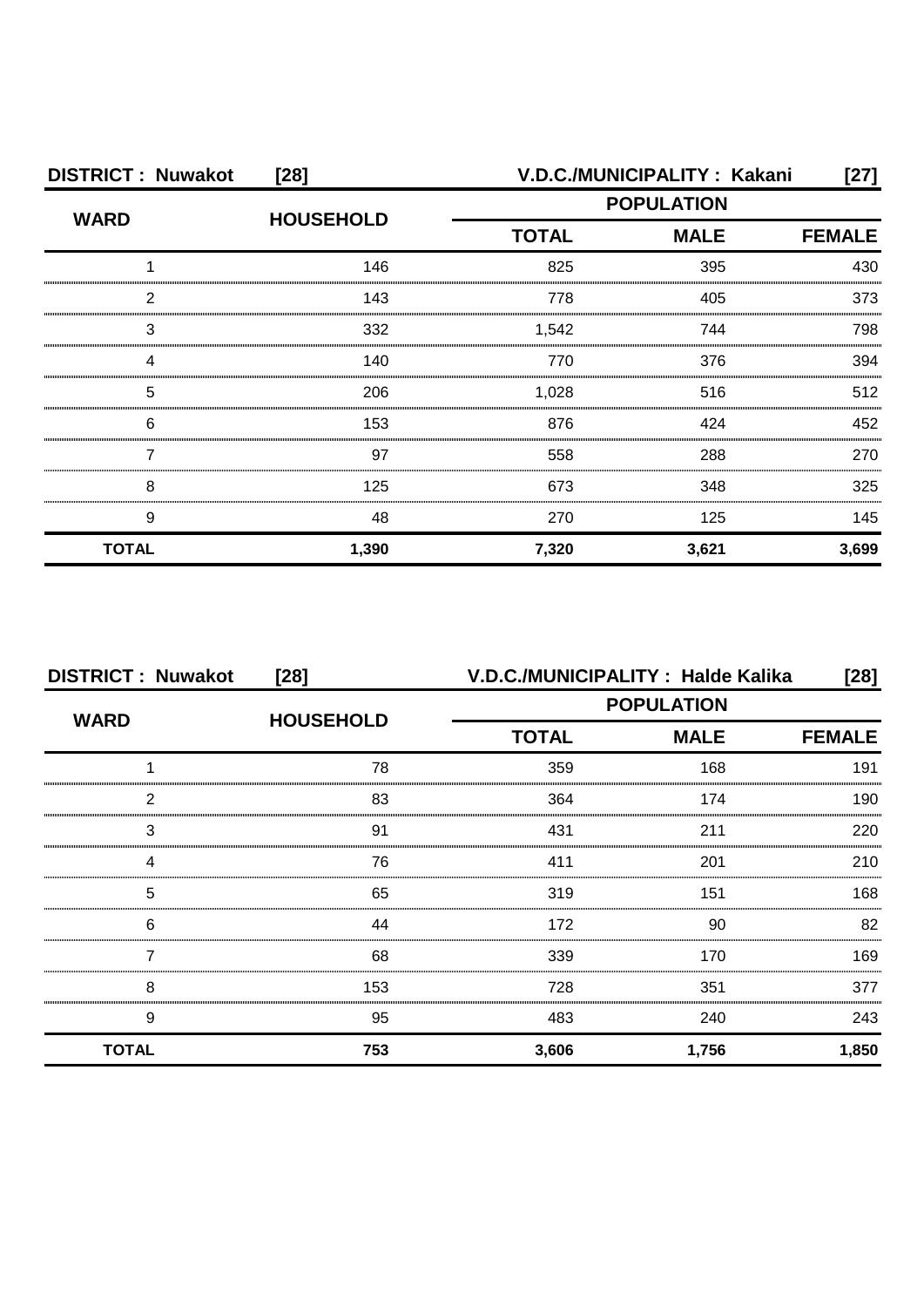**DISTRICT : Nuwakot [28]** **V.D.C./MUNICIPALITY : Kakani [27]**

| WARD | HOUSEHOLD | POPULATION | | |
|---|---|---|---|---|
| | | TOTAL | MALE | FEMALE |
| 1 | 146 | 825 | 395 | 430 |
| 2 | 143 | 778 | 405 | 373 |
| 3 | 332 | 1,542 | 744 | 798 |
| 4 | 140 | 770 | 376 | 394 |
| 5 | 206 | 1,028 | 516 | 512 |
| 6 | 153 | 876 | 424 | 452 |
| 7 | 97 | 558 | 288 | 270 |
| 8 | 125 | 673 | 348 | 325 |
| 9 | 48 | 270 | 125 | 145 |
| **TOTAL** | **1,390** | **7,320** | **3,621** | **3,699** |

**DISTRICT : Nuwakot [28]** **V.D.C./MUNICIPALITY : Halde Kalika [28]**

| WARD | HOUSEHOLD | POPULATION | | |
|---|---|---|---|---|
| | | TOTAL | MALE | FEMALE |
| 1 | 78 | 359 | 168 | 191 |
| 2 | 83 | 364 | 174 | 190 |
| 3 | 91 | 431 | 211 | 220 |
| 4 | 76 | 411 | 201 | 210 |
| 5 | 65 | 319 | 151 | 168 |
| 6 | 44 | 172 | 90 | 82 |
| 7 | 68 | 339 | 170 | 169 |
| 8 | 153 | 728 | 351 | 377 |
| 9 | 95 | 483 | 240 | 243 |
| **TOTAL** | **753** | **3,606** | **1,756** | **1,850** |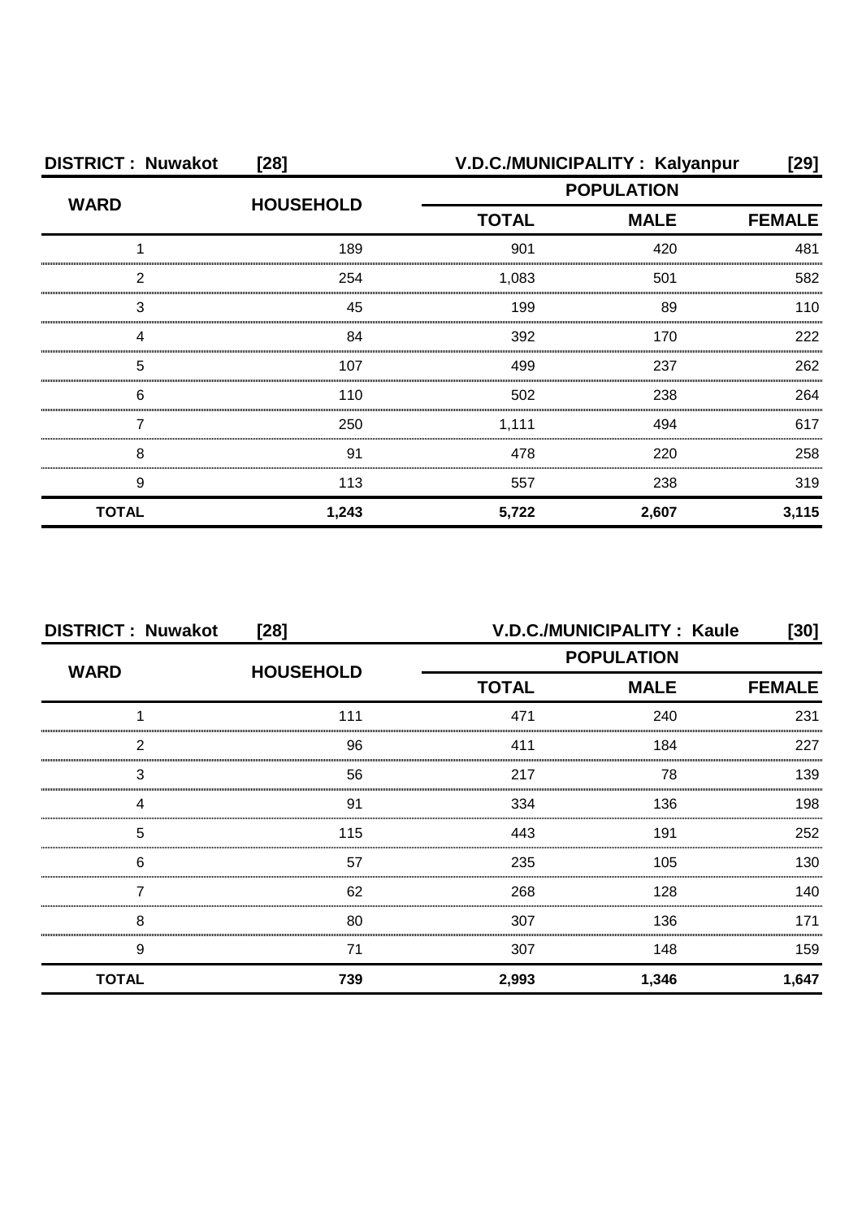**DISTRICT : Nuwakot [28]** **V.D.C./MUNICIPALITY : Kalyanpur [29]**

| WARD | HOUSEHOLD | POPULATION | | |
|---|---|---|---|---|
| | | TOTAL | MALE | FEMALE |
| 1 | 189 | 901 | 420 | 481 |
| 2 | 254 | 1,083 | 501 | 582 |
| 3 | 45 | 199 | 89 | 110 |
| 4 | 84 | 392 | 170 | 222 |
| 5 | 107 | 499 | 237 | 262 |
| 6 | 110 | 502 | 238 | 264 |
| 7 | 250 | 1,111 | 494 | 617 |
| 8 | 91 | 478 | 220 | 258 |
| 9 | 113 | 557 | 238 | 319 |
| **TOTAL** | **1,243** | **5,722** | **2,607** | **3,115** |

**DISTRICT : Nuwakot [28]** **V.D.C./MUNICIPALITY : Kaule [30]**

| WARD | HOUSEHOLD | POPULATION | | |
|---|---|---|---|---|
| | | TOTAL | MALE | FEMALE |
| 1 | 111 | 471 | 240 | 231 |
| 2 | 96 | 411 | 184 | 227 |
| 3 | 56 | 217 | 78 | 139 |
| 4 | 91 | 334 | 136 | 198 |
| 5 | 115 | 443 | 191 | 252 |
| 6 | 57 | 235 | 105 | 130 |
| 7 | 62 | 268 | 128 | 140 |
| 8 | 80 | 307 | 136 | 171 |
| 9 | 71 | 307 | 148 | 159 |
| **TOTAL** | **739** | **2,993** | **1,346** | **1,647** |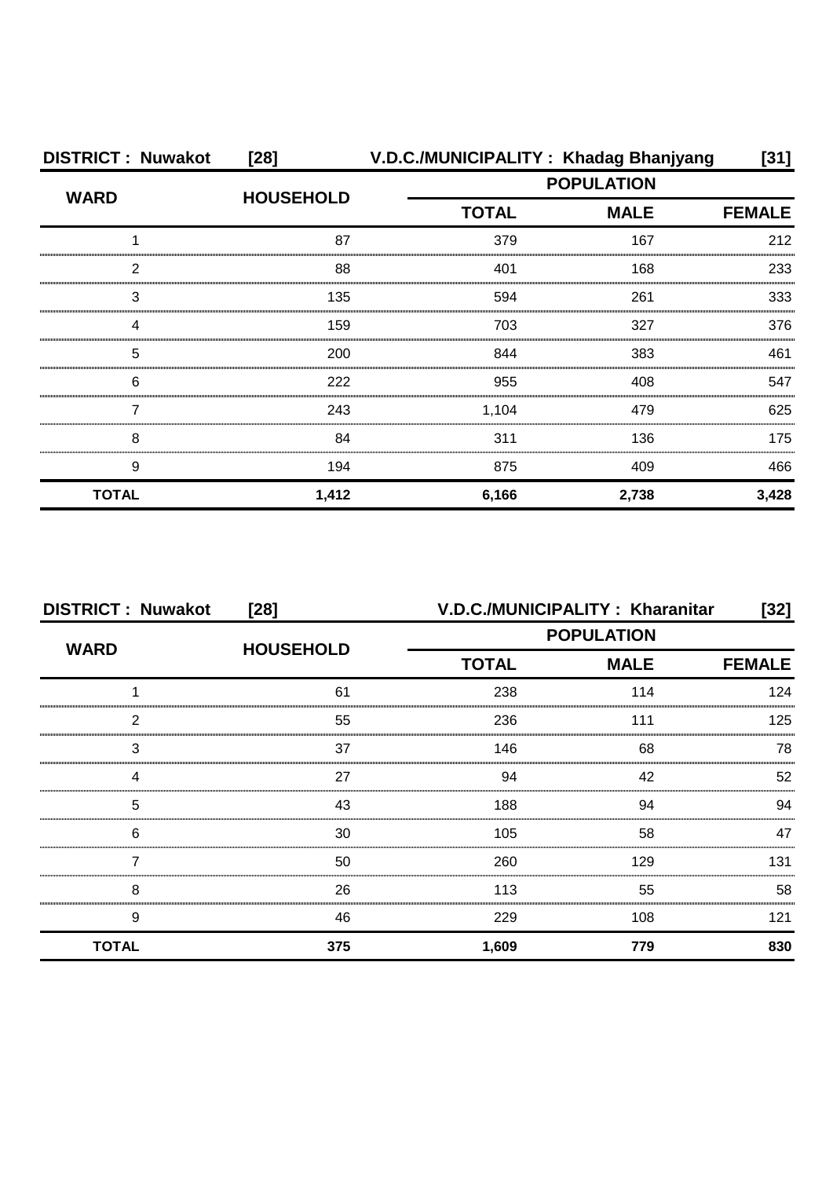**DISTRICT : Nuwakot [28] V.D.C./MUNICIPALITY : Khadag Bhanjyang [31]**

| WARD | HOUSEHOLD | POPULATION | | |
|---|---|---|---|---|
| | | TOTAL | MALE | FEMALE |
| 1 | 87 | 379 | 167 | 212 |
| 2 | 88 | 401 | 168 | 233 |
| 3 | 135 | 594 | 261 | 333 |
| 4 | 159 | 703 | 327 | 376 |
| 5 | 200 | 844 | 383 | 461 |
| 6 | 222 | 955 | 408 | 547 |
| 7 | 243 | 1,104 | 479 | 625 |
| 8 | 84 | 311 | 136 | 175 |
| 9 | 194 | 875 | 409 | 466 |
| **TOTAL** | **1,412** | **6,166** | **2,738** | **3,428** |

**DISTRICT : Nuwakot [28] V.D.C./MUNICIPALITY : Kharanitar [32]**

| WARD | HOUSEHOLD | POPULATION | | |
|---|---|---|---|---|
| | | TOTAL | MALE | FEMALE |
| 1 | 61 | 238 | 114 | 124 |
| 2 | 55 | 236 | 111 | 125 |
| 3 | 37 | 146 | 68 | 78 |
| 4 | 27 | 94 | 42 | 52 |
| 5 | 43 | 188 | 94 | 94 |
| 6 | 30 | 105 | 58 | 47 |
| 7 | 50 | 260 | 129 | 131 |
| 8 | 26 | 113 | 55 | 58 |
| 9 | 46 | 229 | 108 | 121 |
| **TOTAL** | **375** | **1,609** | **779** | **830** |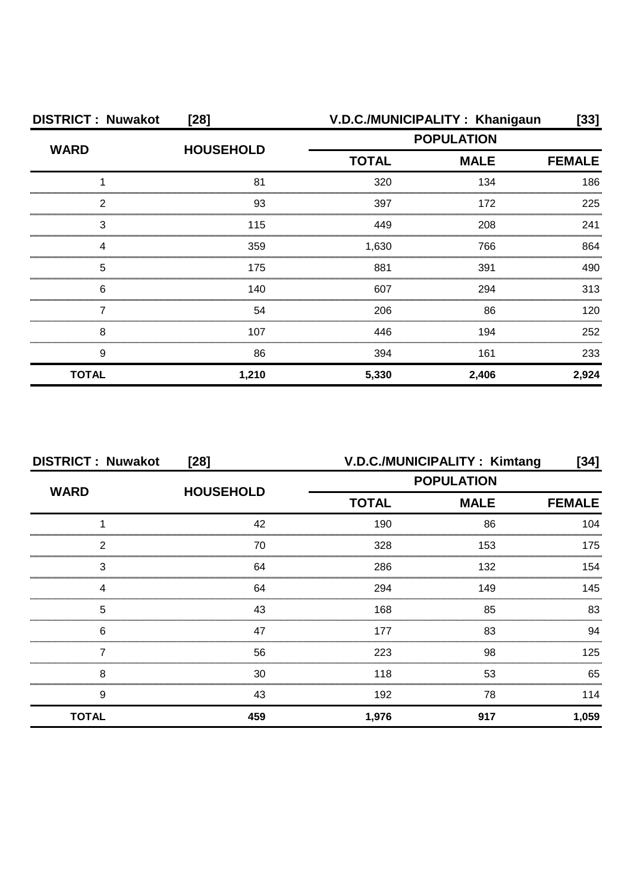**DISTRICT : Nuwakot [28]** **V.D.C./MUNICIPALITY : Khanigaun [33]**

| WARD | HOUSEHOLD | POPULATION | | |
|---|---|---|---|---|
| | | TOTAL | MALE | FEMALE |
| 1 | 81 | 320 | 134 | 186 |
| 2 | 93 | 397 | 172 | 225 |
| 3 | 115 | 449 | 208 | 241 |
| 4 | 359 | 1,630 | 766 | 864 |
| 5 | 175 | 881 | 391 | 490 |
| 6 | 140 | 607 | 294 | 313 |
| 7 | 54 | 206 | 86 | 120 |
| 8 | 107 | 446 | 194 | 252 |
| 9 | 86 | 394 | 161 | 233 |
| **TOTAL** | **1,210** | **5,330** | **2,406** | **2,924** |

**DISTRICT : Nuwakot [28]** **V.D.C./MUNICIPALITY : Kimtang [34]**

| WARD | HOUSEHOLD | POPULATION | | |
|---|---|---|---|---|
| | | TOTAL | MALE | FEMALE |
| 1 | 42 | 190 | 86 | 104 |
| 2 | 70 | 328 | 153 | 175 |
| 3 | 64 | 286 | 132 | 154 |
| 4 | 64 | 294 | 149 | 145 |
| 5 | 43 | 168 | 85 | 83 |
| 6 | 47 | 177 | 83 | 94 |
| 7 | 56 | 223 | 98 | 125 |
| 8 | 30 | 118 | 53 | 65 |
| 9 | 43 | 192 | 78 | 114 |
| **TOTAL** | **459** | **1,976** | **917** | **1,059** |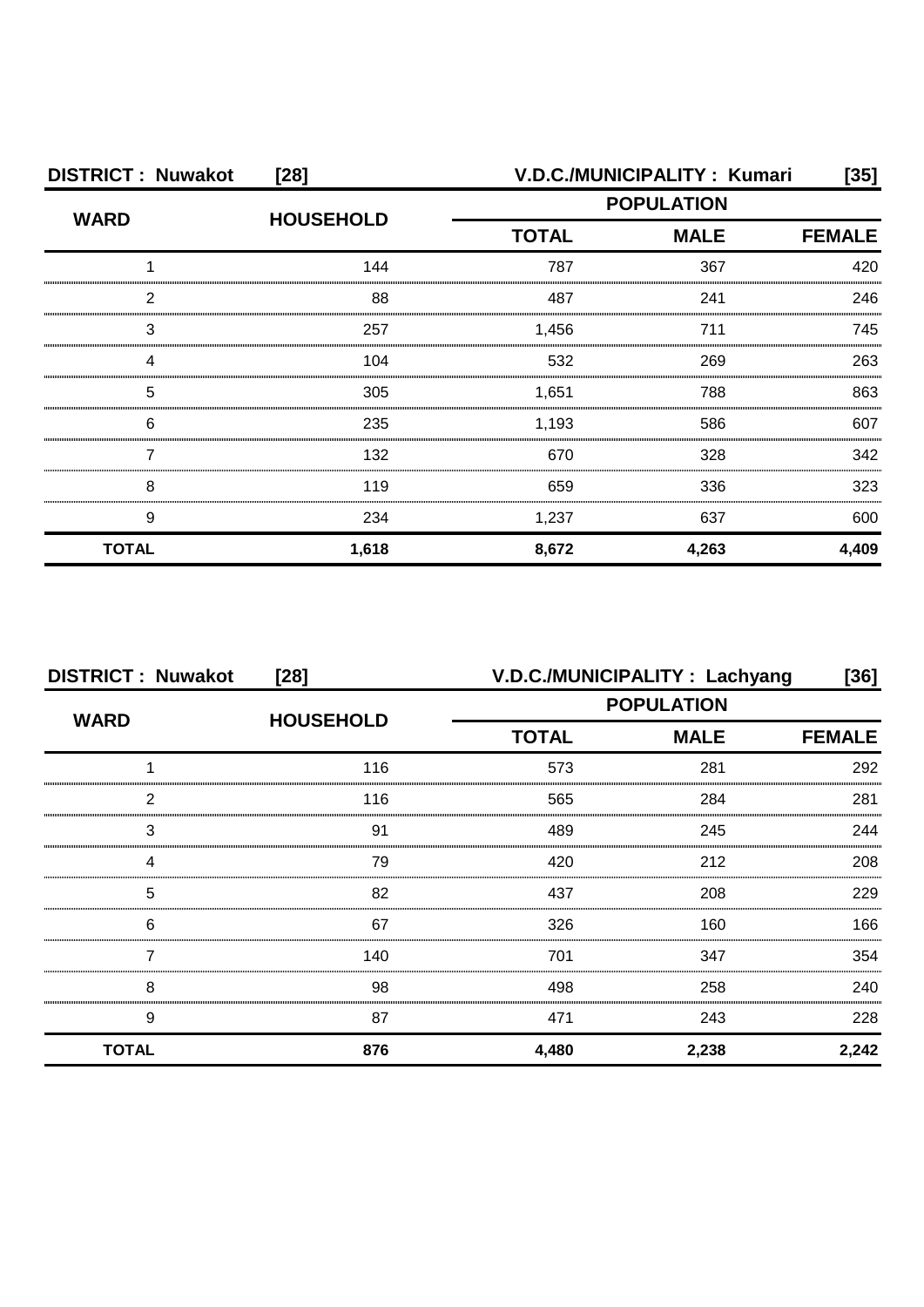**DISTRICT : Nuwakot [28]** **V.D.C./MUNICIPALITY : Kumari [35]**

| WARD | HOUSEHOLD | POPULATION | | |
|---|---|---|---|---|
| | | TOTAL | MALE | FEMALE |
| 1 | 144 | 787 | 367 | 420 |
| 2 | 88 | 487 | 241 | 246 |
| 3 | 257 | 1,456 | 711 | 745 |
| 4 | 104 | 532 | 269 | 263 |
| 5 | 305 | 1,651 | 788 | 863 |
| 6 | 235 | 1,193 | 586 | 607 |
| 7 | 132 | 670 | 328 | 342 |
| 8 | 119 | 659 | 336 | 323 |
| 9 | 234 | 1,237 | 637 | 600 |
| **TOTAL** | **1,618** | **8,672** | **4,263** | **4,409** |

**DISTRICT : Nuwakot [28]** **V.D.C./MUNICIPALITY : Lachyang [36]**

| WARD | HOUSEHOLD | POPULATION | | |
|---|---|---|---|---|
| | | TOTAL | MALE | FEMALE |
| 1 | 116 | 573 | 281 | 292 |
| 2 | 116 | 565 | 284 | 281 |
| 3 | 91 | 489 | 245 | 244 |
| 4 | 79 | 420 | 212 | 208 |
| 5 | 82 | 437 | 208 | 229 |
| 6 | 67 | 326 | 160 | 166 |
| 7 | 140 | 701 | 347 | 354 |
| 8 | 98 | 498 | 258 | 240 |
| 9 | 87 | 471 | 243 | 228 |
| **TOTAL** | **876** | **4,480** | **2,238** | **2,242** |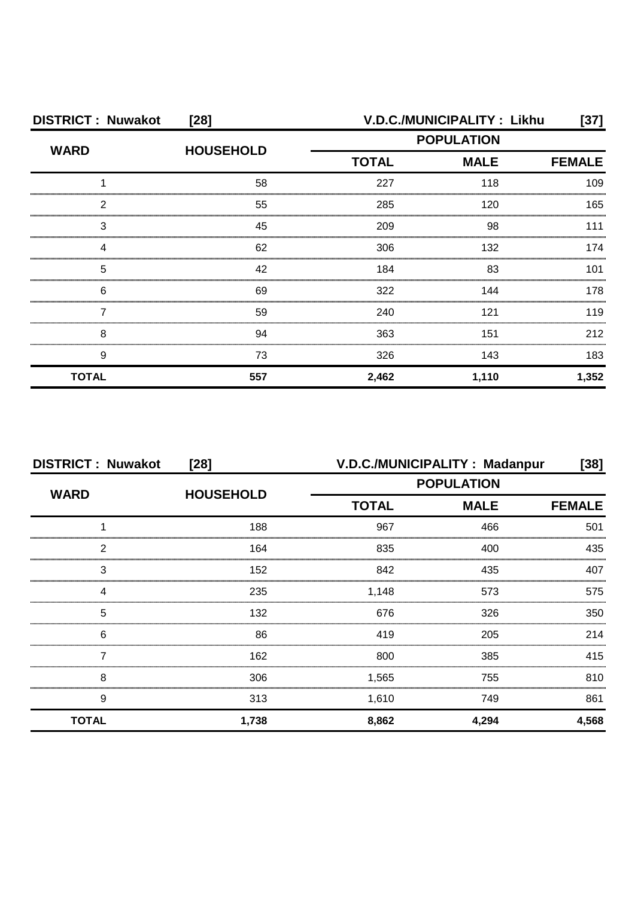**DISTRICT : Nuwakot [28] V.D.C./MUNICIPALITY : Likhu [37]**

| WARD | HOUSEHOLD | POPULATION | | |
|---|---|---|---|---|
| | | TOTAL | MALE | FEMALE |
| 1 | 58 | 227 | 118 | 109 |
| 2 | 55 | 285 | 120 | 165 |
| 3 | 45 | 209 | 98 | 111 |
| 4 | 62 | 306 | 132 | 174 |
| 5 | 42 | 184 | 83 | 101 |
| 6 | 69 | 322 | 144 | 178 |
| 7 | 59 | 240 | 121 | 119 |
| 8 | 94 | 363 | 151 | 212 |
| 9 | 73 | 326 | 143 | 183 |
| **TOTAL** | **557** | **2,462** | **1,110** | **1,352** |

**DISTRICT : Nuwakot [28] V.D.C./MUNICIPALITY : Madanpur [38]**

| WARD | HOUSEHOLD | POPULATION | | |
|---|---|---|---|---|
| | | TOTAL | MALE | FEMALE |
| 1 | 188 | 967 | 466 | 501 |
| 2 | 164 | 835 | 400 | 435 |
| 3 | 152 | 842 | 435 | 407 |
| 4 | 235 | 1,148 | 573 | 575 |
| 5 | 132 | 676 | 326 | 350 |
| 6 | 86 | 419 | 205 | 214 |
| 7 | 162 | 800 | 385 | 415 |
| 8 | 306 | 1,565 | 755 | 810 |
| 9 | 313 | 1,610 | 749 | 861 |
| **TOTAL** | **1,738** | **8,862** | **4,294** | **4,568** |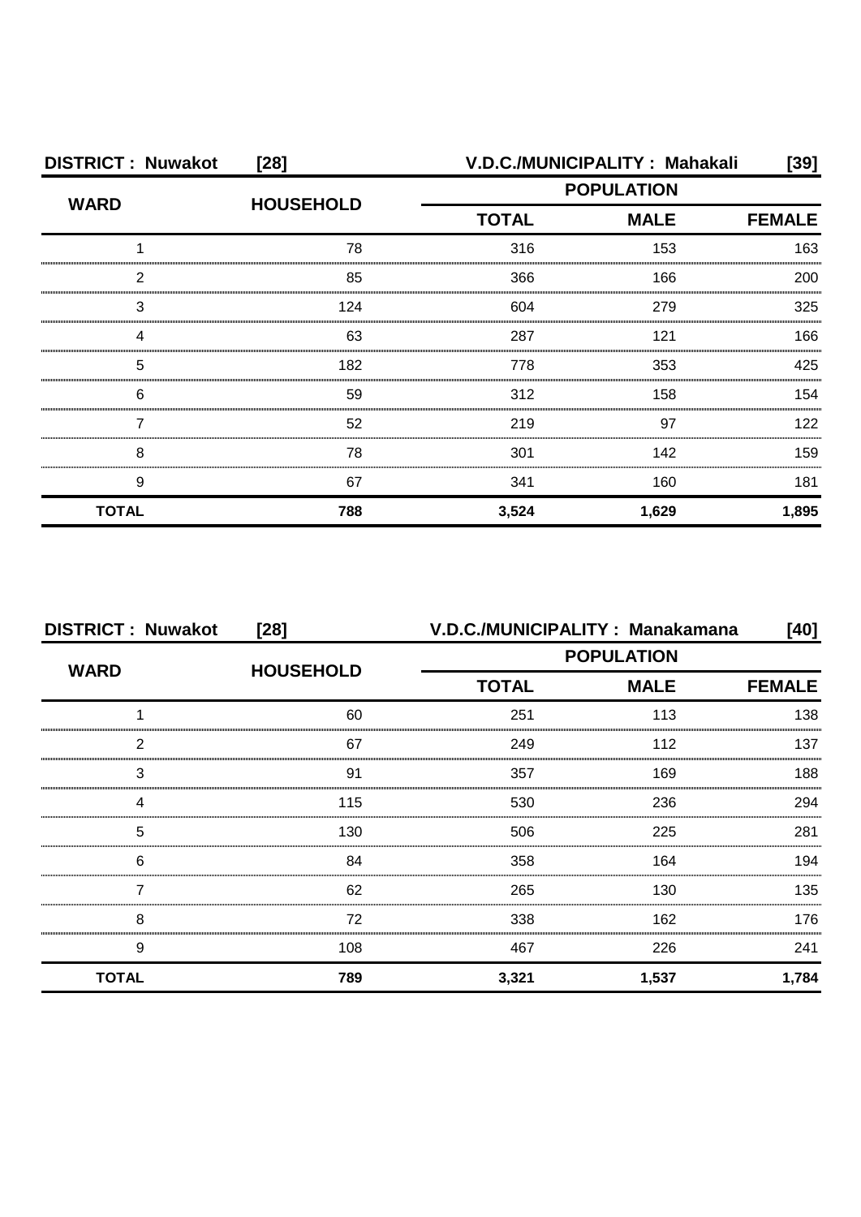**DISTRICT : Nuwakot [28] V.D.C./MUNICIPALITY : Mahakali [39]**

| WARD | HOUSEHOLD | POPULATION | | |
|---|---|---|---|---|
| | | TOTAL | MALE | FEMALE |
| 1 | 78 | 316 | 153 | 163 |
| 2 | 85 | 366 | 166 | 200 |
| 3 | 124 | 604 | 279 | 325 |
| 4 | 63 | 287 | 121 | 166 |
| 5 | 182 | 778 | 353 | 425 |
| 6 | 59 | 312 | 158 | 154 |
| 7 | 52 | 219 | 97 | 122 |
| 8 | 78 | 301 | 142 | 159 |
| 9 | 67 | 341 | 160 | 181 |
| **TOTAL** | **788** | **3,524** | **1,629** | **1,895** |

**DISTRICT : Nuwakot [28] V.D.C./MUNICIPALITY : Manakamana [40]**

| WARD | HOUSEHOLD | POPULATION | | |
|---|---|---|---|---|
| | | TOTAL | MALE | FEMALE |
| 1 | 60 | 251 | 113 | 138 |
| 2 | 67 | 249 | 112 | 137 |
| 3 | 91 | 357 | 169 | 188 |
| 4 | 115 | 530 | 236 | 294 |
| 5 | 130 | 506 | 225 | 281 |
| 6 | 84 | 358 | 164 | 194 |
| 7 | 62 | 265 | 130 | 135 |
| 8 | 72 | 338 | 162 | 176 |
| 9 | 108 | 467 | 226 | 241 |
| **TOTAL** | **789** | **3,321** | **1,537** | **1,784** |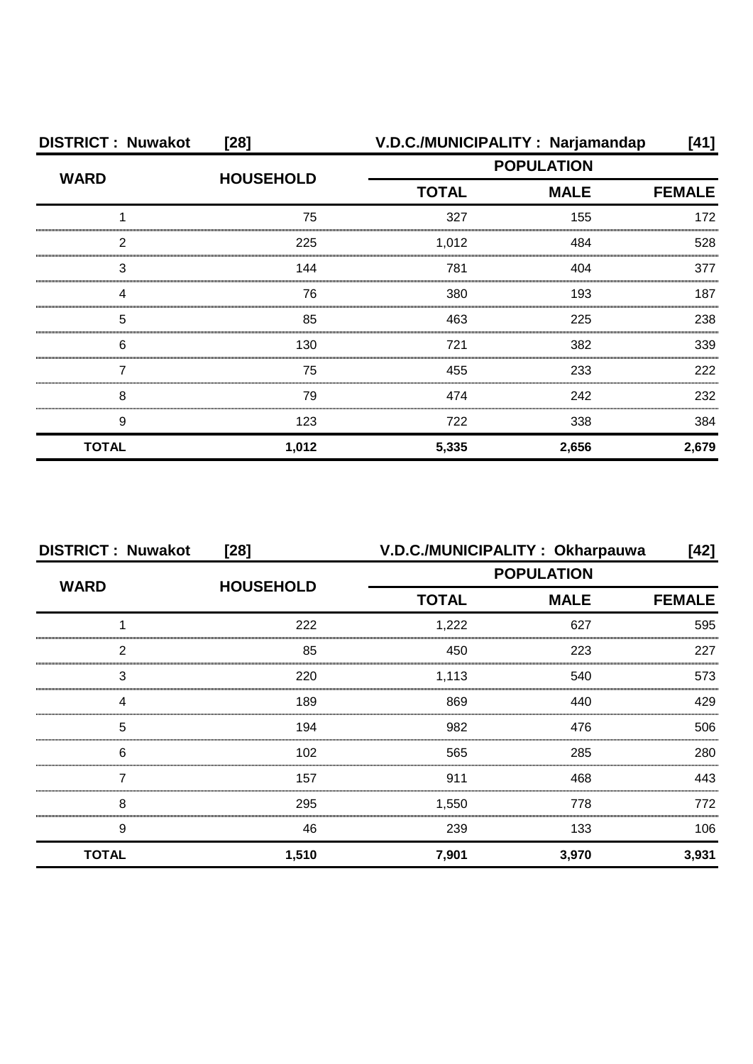| DISTRICT : Nuwakot | [28] | V.D.C./MUNICIPALITY : Narjamandap | | [41] |
|---|---|---|---|---|
| WARD | HOUSEHOLD | POPULATION | | |
| | | TOTAL | MALE | FEMALE |
| 1 | 75 | 327 | 155 | 172 |
| 2 | 225 | 1,012 | 484 | 528 |
| 3 | 144 | 781 | 404 | 377 |
| 4 | 76 | 380 | 193 | 187 |
| 5 | 85 | 463 | 225 | 238 |
| 6 | 130 | 721 | 382 | 339 |
| 7 | 75 | 455 | 233 | 222 |
| 8 | 79 | 474 | 242 | 232 |
| 9 | 123 | 722 | 338 | 384 |
| **TOTAL** | **1,012** | **5,335** | **2,656** | **2,679** |

| DISTRICT : Nuwakot | [28] | V.D.C./MUNICIPALITY : Okharpauwa | | [42] |
|---|---|---|---|---|
| WARD | HOUSEHOLD | POPULATION | | |
| | | TOTAL | MALE | FEMALE |
| 1 | 222 | 1,222 | 627 | 595 |
| 2 | 85 | 450 | 223 | 227 |
| 3 | 220 | 1,113 | 540 | 573 |
| 4 | 189 | 869 | 440 | 429 |
| 5 | 194 | 982 | 476 | 506 |
| 6 | 102 | 565 | 285 | 280 |
| 7 | 157 | 911 | 468 | 443 |
| 8 | 295 | 1,550 | 778 | 772 |
| 9 | 46 | 239 | 133 | 106 |
| **TOTAL** | **1,510** | **7,901** | **3,970** | **3,931** |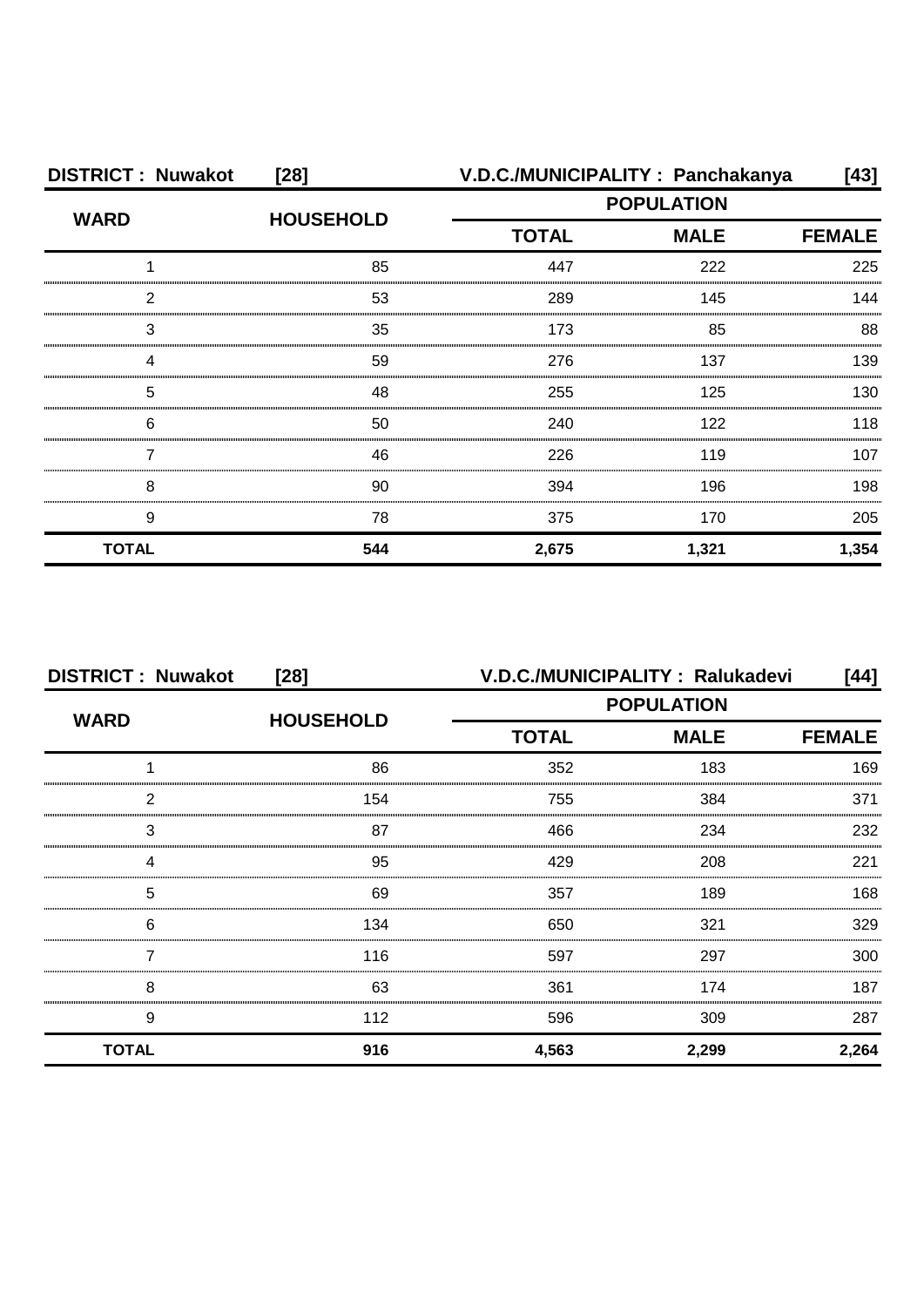**DISTRICT : Nuwakot [28]** **V.D.C./MUNICIPALITY : Panchakanya [43]**

| WARD | HOUSEHOLD | POPULATION | | |
|---|---|---|---|---|
| | | TOTAL | MALE | FEMALE |
| 1 | 85 | 447 | 222 | 225 |
| 2 | 53 | 289 | 145 | 144 |
| 3 | 35 | 173 | 85 | 88 |
| 4 | 59 | 276 | 137 | 139 |
| 5 | 48 | 255 | 125 | 130 |
| 6 | 50 | 240 | 122 | 118 |
| 7 | 46 | 226 | 119 | 107 |
| 8 | 90 | 394 | 196 | 198 |
| 9 | 78 | 375 | 170 | 205 |
| **TOTAL** | **544** | **2,675** | **1,321** | **1,354** |

**DISTRICT : Nuwakot [28]** **V.D.C./MUNICIPALITY : Ralukadevi [44]**

| WARD | HOUSEHOLD | POPULATION | | |
|---|---|---|---|---|
| | | TOTAL | MALE | FEMALE |
| 1 | 86 | 352 | 183 | 169 |
| 2 | 154 | 755 | 384 | 371 |
| 3 | 87 | 466 | 234 | 232 |
| 4 | 95 | 429 | 208 | 221 |
| 5 | 69 | 357 | 189 | 168 |
| 6 | 134 | 650 | 321 | 329 |
| 7 | 116 | 597 | 297 | 300 |
| 8 | 63 | 361 | 174 | 187 |
| 9 | 112 | 596 | 309 | 287 |
| **TOTAL** | **916** | **4,563** | **2,299** | **2,264** |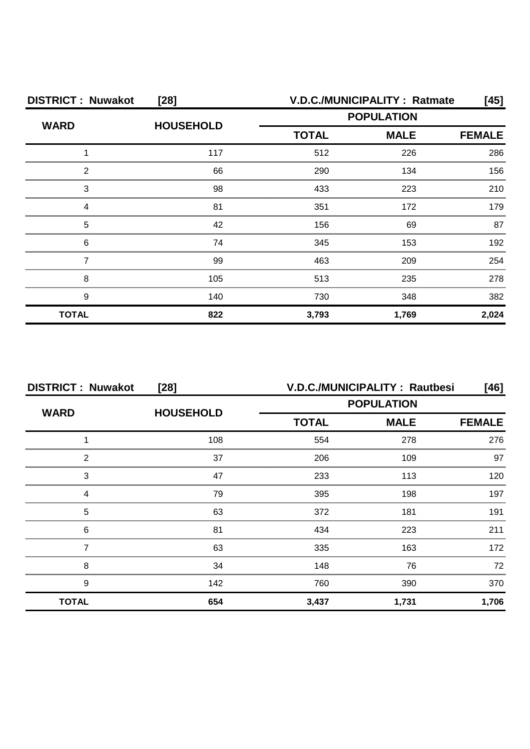| DISTRICT : Nuwakot | [28] | V.D.C./MUNICIPALITY : Ratmate | | [45] |
|---|---|---|---|---|
| WARD | HOUSEHOLD | POPULATION | | |
| | | TOTAL | MALE | FEMALE |
| 1 | 117 | 512 | 226 | 286 |
| 2 | 66 | 290 | 134 | 156 |
| 3 | 98 | 433 | 223 | 210 |
| 4 | 81 | 351 | 172 | 179 |
| 5 | 42 | 156 | 69 | 87 |
| 6 | 74 | 345 | 153 | 192 |
| 7 | 99 | 463 | 209 | 254 |
| 8 | 105 | 513 | 235 | 278 |
| 9 | 140 | 730 | 348 | 382 |
| **TOTAL** | **822** | **3,793** | **1,769** | **2,024** |

| DISTRICT : Nuwakot | [28] | V.D.C./MUNICIPALITY : Rautbesi | | [46] |
|---|---|---|---|---|
| WARD | HOUSEHOLD | POPULATION | | |
| | | TOTAL | MALE | FEMALE |
| 1 | 108 | 554 | 278 | 276 |
| 2 | 37 | 206 | 109 | 97 |
| 3 | 47 | 233 | 113 | 120 |
| 4 | 79 | 395 | 198 | 197 |
| 5 | 63 | 372 | 181 | 191 |
| 6 | 81 | 434 | 223 | 211 |
| 7 | 63 | 335 | 163 | 172 |
| 8 | 34 | 148 | 76 | 72 |
| 9 | 142 | 760 | 390 | 370 |
| **TOTAL** | **654** | **3,437** | **1,731** | **1,706** |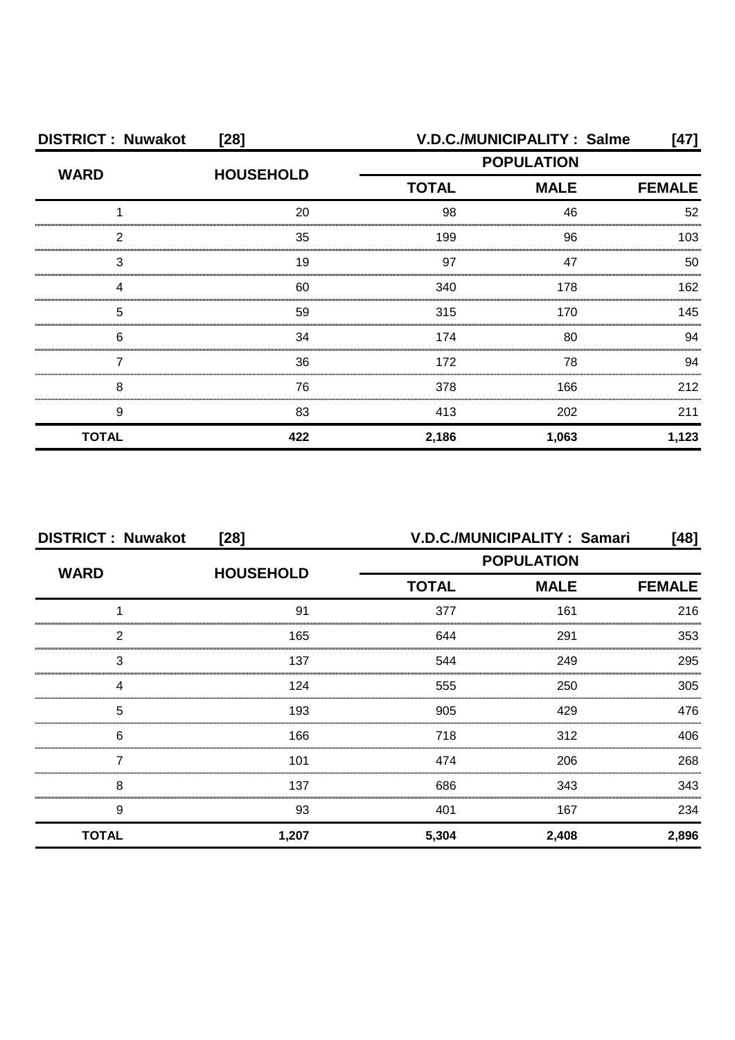**DISTRICT : Nuwakot [28]** **V.D.C./MUNICIPALITY : Salme [47]**

| WARD | HOUSEHOLD | POPULATION | | |
|---|---|---|---|---|
| | | TOTAL | MALE | FEMALE |
| 1 | 20 | 98 | 46 | 52 |
| 2 | 35 | 199 | 96 | 103 |
| 3 | 19 | 97 | 47 | 50 |
| 4 | 60 | 340 | 178 | 162 |
| 5 | 59 | 315 | 170 | 145 |
| 6 | 34 | 174 | 80 | 94 |
| 7 | 36 | 172 | 78 | 94 |
| 8 | 76 | 378 | 166 | 212 |
| 9 | 83 | 413 | 202 | 211 |
| **TOTAL** | **422** | **2,186** | **1,063** | **1,123** |

**DISTRICT : Nuwakot [28]** **V.D.C./MUNICIPALITY : Samari [48]**

| WARD | HOUSEHOLD | POPULATION | | |
|---|---|---|---|---|
| | | TOTAL | MALE | FEMALE |
| 1 | 91 | 377 | 161 | 216 |
| 2 | 165 | 644 | 291 | 353 |
| 3 | 137 | 544 | 249 | 295 |
| 4 | 124 | 555 | 250 | 305 |
| 5 | 193 | 905 | 429 | 476 |
| 6 | 166 | 718 | 312 | 406 |
| 7 | 101 | 474 | 206 | 268 |
| 8 | 137 | 686 | 343 | 343 |
| 9 | 93 | 401 | 167 | 234 |
| **TOTAL** | **1,207** | **5,304** | **2,408** | **2,896** |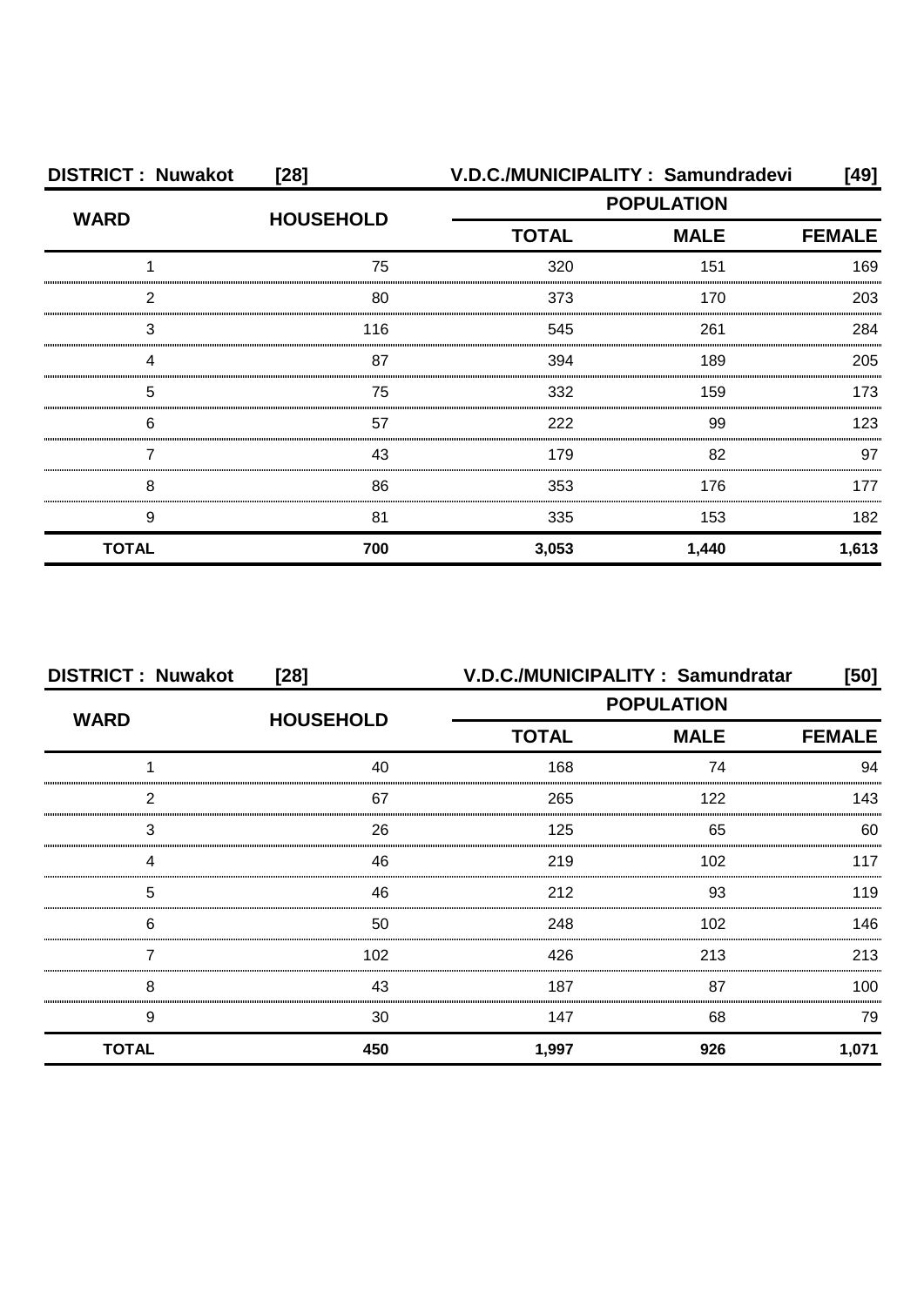| DISTRICT : Nuwakot | [28] | V.D.C./MUNICIPALITY : Samundradevi | | [49] |
|---|---|---|---|---|
| WARD | HOUSEHOLD | POPULATION | | |
| | | TOTAL | MALE | FEMALE |
| 1 | 75 | 320 | 151 | 169 |
| 2 | 80 | 373 | 170 | 203 |
| 3 | 116 | 545 | 261 | 284 |
| 4 | 87 | 394 | 189 | 205 |
| 5 | 75 | 332 | 159 | 173 |
| 6 | 57 | 222 | 99 | 123 |
| 7 | 43 | 179 | 82 | 97 |
| 8 | 86 | 353 | 176 | 177 |
| 9 | 81 | 335 | 153 | 182 |
| **TOTAL** | **700** | **3,053** | **1,440** | **1,613** |

| DISTRICT : Nuwakot | [28] | V.D.C./MUNICIPALITY : Samundratar | | [50] |
|---|---|---|---|---|
| WARD | HOUSEHOLD | POPULATION | | |
| | | TOTAL | MALE | FEMALE |
| 1 | 40 | 168 | 74 | 94 |
| 2 | 67 | 265 | 122 | 143 |
| 3 | 26 | 125 | 65 | 60 |
| 4 | 46 | 219 | 102 | 117 |
| 5 | 46 | 212 | 93 | 119 |
| 6 | 50 | 248 | 102 | 146 |
| 7 | 102 | 426 | 213 | 213 |
| 8 | 43 | 187 | 87 | 100 |
| 9 | 30 | 147 | 68 | 79 |
| **TOTAL** | **450** | **1,997** | **926** | **1,071** |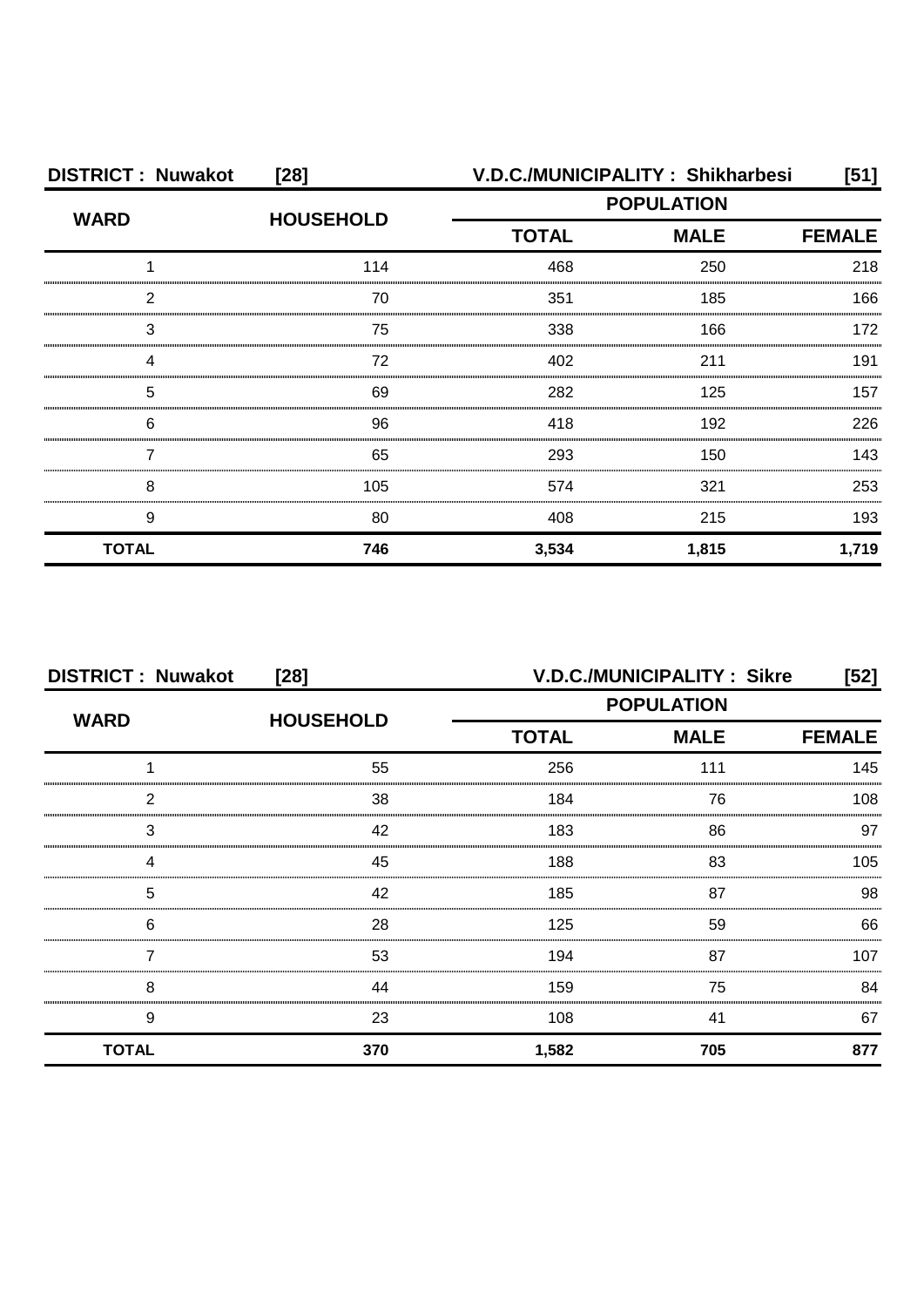**DISTRICT : Nuwakot [28]** **V.D.C./MUNICIPALITY : Shikharbesi [51]**

| WARD | HOUSEHOLD | POPULATION | | |
|---|---|---|---|---|
| | | TOTAL | MALE | FEMALE |
| 1 | 114 | 468 | 250 | 218 |
| 2 | 70 | 351 | 185 | 166 |
| 3 | 75 | 338 | 166 | 172 |
| 4 | 72 | 402 | 211 | 191 |
| 5 | 69 | 282 | 125 | 157 |
| 6 | 96 | 418 | 192 | 226 |
| 7 | 65 | 293 | 150 | 143 |
| 8 | 105 | 574 | 321 | 253 |
| 9 | 80 | 408 | 215 | 193 |
| **TOTAL** | **746** | **3,534** | **1,815** | **1,719** |

**DISTRICT : Nuwakot [28]** **V.D.C./MUNICIPALITY : Sikre [52]**

| WARD | HOUSEHOLD | POPULATION | | |
|---|---|---|---|---|
| | | TOTAL | MALE | FEMALE |
| 1 | 55 | 256 | 111 | 145 |
| 2 | 38 | 184 | 76 | 108 |
| 3 | 42 | 183 | 86 | 97 |
| 4 | 45 | 188 | 83 | 105 |
| 5 | 42 | 185 | 87 | 98 |
| 6 | 28 | 125 | 59 | 66 |
| 7 | 53 | 194 | 87 | 107 |
| 8 | 44 | 159 | 75 | 84 |
| 9 | 23 | 108 | 41 | 67 |
| **TOTAL** | **370** | **1,582** | **705** | **877** |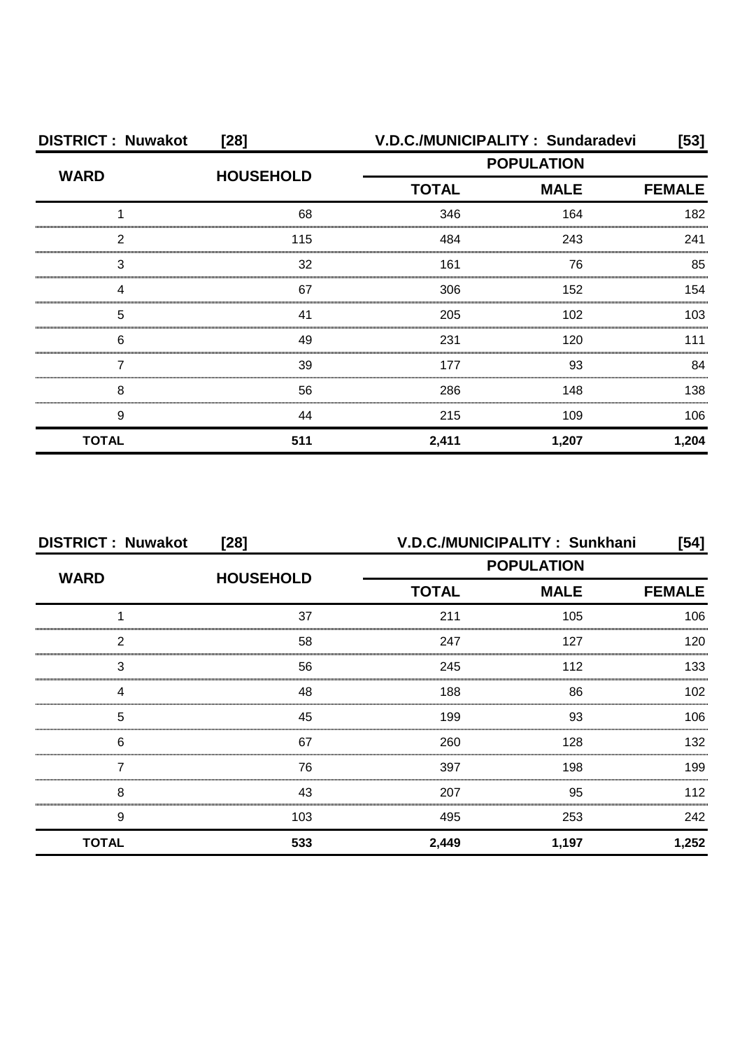**DISTRICT : Nuwakot [28]** **V.D.C./MUNICIPALITY : Sundaradevi [53]**

| WARD | HOUSEHOLD | POPULATION | | |
|---|---|---|---|---|
| | | TOTAL | MALE | FEMALE |
| 1 | 68 | 346 | 164 | 182 |
| 2 | 115 | 484 | 243 | 241 |
| 3 | 32 | 161 | 76 | 85 |
| 4 | 67 | 306 | 152 | 154 |
| 5 | 41 | 205 | 102 | 103 |
| 6 | 49 | 231 | 120 | 111 |
| 7 | 39 | 177 | 93 | 84 |
| 8 | 56 | 286 | 148 | 138 |
| 9 | 44 | 215 | 109 | 106 |
| **TOTAL** | **511** | **2,411** | **1,207** | **1,204** |

**DISTRICT : Nuwakot [28]** **V.D.C./MUNICIPALITY : Sunkhani [54]**

| WARD | HOUSEHOLD | POPULATION | | |
|---|---|---|---|---|
| | | TOTAL | MALE | FEMALE |
| 1 | 37 | 211 | 105 | 106 |
| 2 | 58 | 247 | 127 | 120 |
| 3 | 56 | 245 | 112 | 133 |
| 4 | 48 | 188 | 86 | 102 |
| 5 | 45 | 199 | 93 | 106 |
| 6 | 67 | 260 | 128 | 132 |
| 7 | 76 | 397 | 198 | 199 |
| 8 | 43 | 207 | 95 | 112 |
| 9 | 103 | 495 | 253 | 242 |
| **TOTAL** | **533** | **2,449** | **1,197** | **1,252** |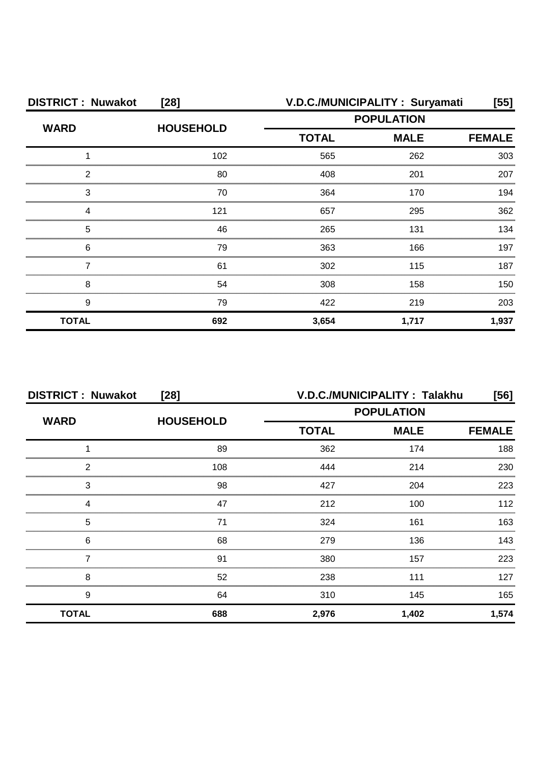**DISTRICT : Nuwakot [28]** **V.D.C./MUNICIPALITY : Suryamati [55]**

| WARD | HOUSEHOLD | POPULATION | | |
|---|---|---|---|---|
| | | TOTAL | MALE | FEMALE |
| 1 | 102 | 565 | 262 | 303 |
| 2 | 80 | 408 | 201 | 207 |
| 3 | 70 | 364 | 170 | 194 |
| 4 | 121 | 657 | 295 | 362 |
| 5 | 46 | 265 | 131 | 134 |
| 6 | 79 | 363 | 166 | 197 |
| 7 | 61 | 302 | 115 | 187 |
| 8 | 54 | 308 | 158 | 150 |
| 9 | 79 | 422 | 219 | 203 |
| **TOTAL** | **692** | **3,654** | **1,717** | **1,937** |

**DISTRICT : Nuwakot [28]** **V.D.C./MUNICIPALITY : Talakhu [56]**

| WARD | HOUSEHOLD | POPULATION | | |
|---|---|---|---|---|
| | | TOTAL | MALE | FEMALE |
| 1 | 89 | 362 | 174 | 188 |
| 2 | 108 | 444 | 214 | 230 |
| 3 | 98 | 427 | 204 | 223 |
| 4 | 47 | 212 | 100 | 112 |
| 5 | 71 | 324 | 161 | 163 |
| 6 | 68 | 279 | 136 | 143 |
| 7 | 91 | 380 | 157 | 223 |
| 8 | 52 | 238 | 111 | 127 |
| 9 | 64 | 310 | 145 | 165 |
| **TOTAL** | **688** | **2,976** | **1,402** | **1,574** |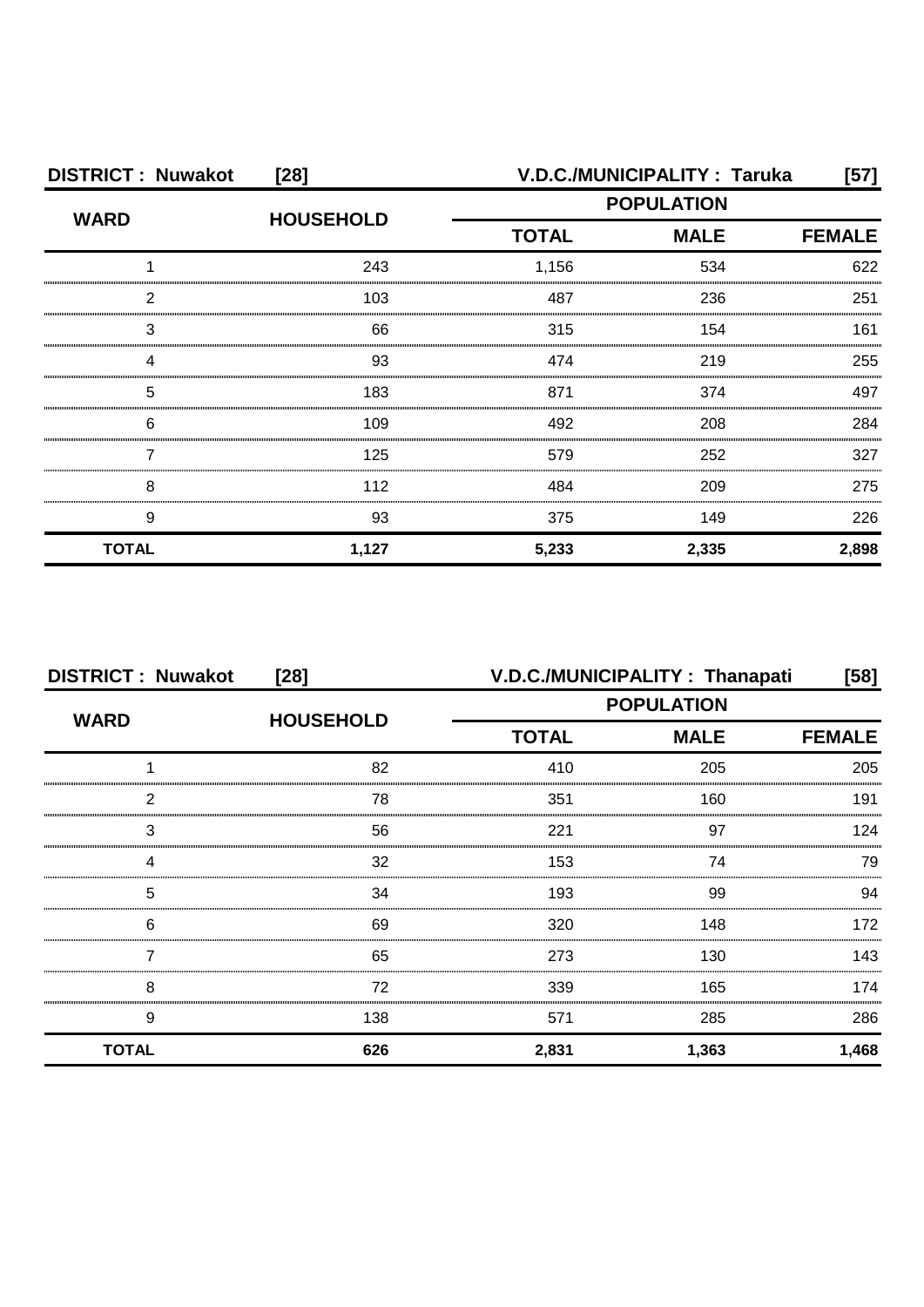**DISTRICT : Nuwakot [28] V.D.C./MUNICIPALITY : Taruka [57]**

| WARD | HOUSEHOLD | POPULATION | | |
|---|---|---|---|---|
| | | TOTAL | MALE | FEMALE |
| 1 | 243 | 1,156 | 534 | 622 |
| 2 | 103 | 487 | 236 | 251 |
| 3 | 66 | 315 | 154 | 161 |
| 4 | 93 | 474 | 219 | 255 |
| 5 | 183 | 871 | 374 | 497 |
| 6 | 109 | 492 | 208 | 284 |
| 7 | 125 | 579 | 252 | 327 |
| 8 | 112 | 484 | 209 | 275 |
| 9 | 93 | 375 | 149 | 226 |
| **TOTAL** | **1,127** | **5,233** | **2,335** | **2,898** |

**DISTRICT : Nuwakot [28] V.D.C./MUNICIPALITY : Thanapati [58]**

| WARD | HOUSEHOLD | POPULATION | | |
|---|---|---|---|---|
| | | TOTAL | MALE | FEMALE |
| 1 | 82 | 410 | 205 | 205 |
| 2 | 78 | 351 | 160 | 191 |
| 3 | 56 | 221 | 97 | 124 |
| 4 | 32 | 153 | 74 | 79 |
| 5 | 34 | 193 | 99 | 94 |
| 6 | 69 | 320 | 148 | 172 |
| 7 | 65 | 273 | 130 | 143 |
| 8 | 72 | 339 | 165 | 174 |
| 9 | 138 | 571 | 285 | 286 |
| **TOTAL** | **626** | **2,831** | **1,363** | **1,468** |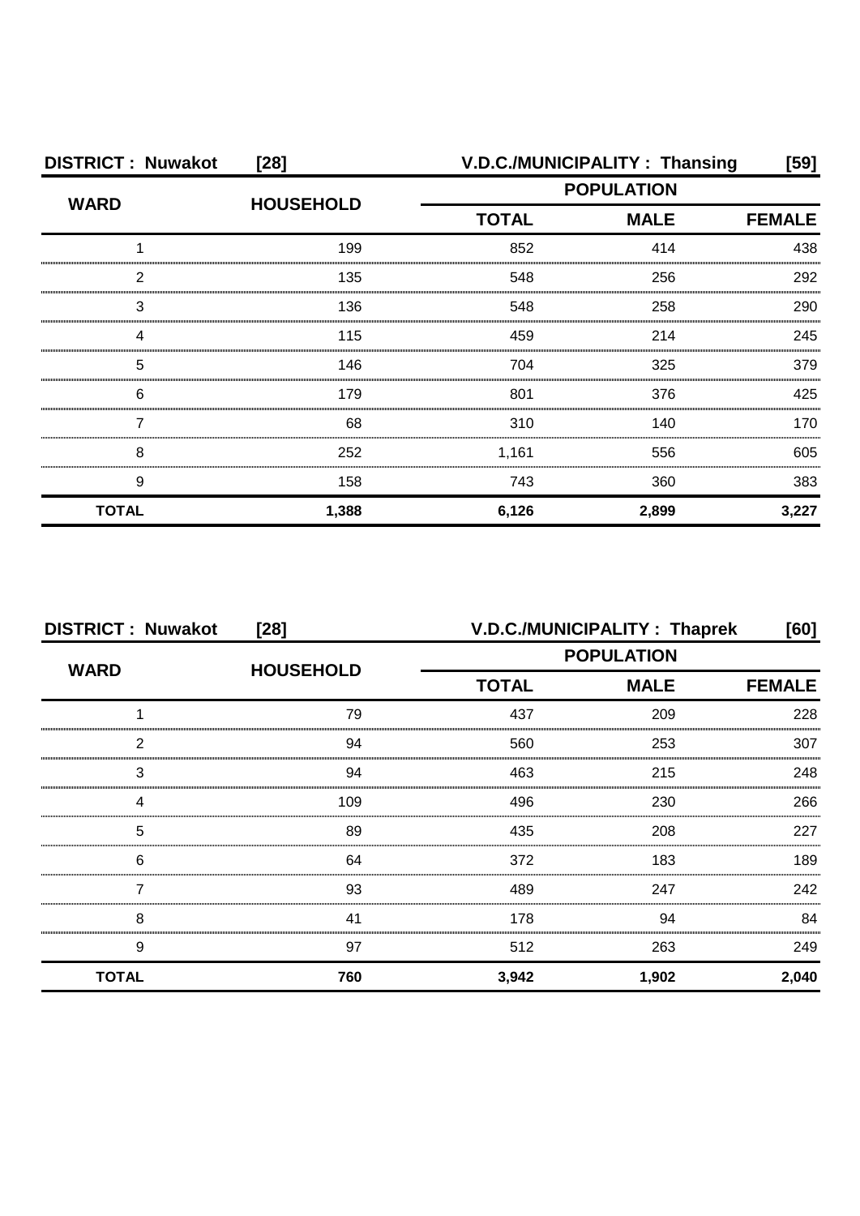**DISTRICT : Nuwakot [28]** **V.D.C./MUNICIPALITY : Thansing [59]**

| WARD | HOUSEHOLD | POPULATION | | |
|---|---|---|---|---|
| | | TOTAL | MALE | FEMALE |
| 1 | 199 | 852 | 414 | 438 |
| 2 | 135 | 548 | 256 | 292 |
| 3 | 136 | 548 | 258 | 290 |
| 4 | 115 | 459 | 214 | 245 |
| 5 | 146 | 704 | 325 | 379 |
| 6 | 179 | 801 | 376 | 425 |
| 7 | 68 | 310 | 140 | 170 |
| 8 | 252 | 1,161 | 556 | 605 |
| 9 | 158 | 743 | 360 | 383 |
| **TOTAL** | **1,388** | **6,126** | **2,899** | **3,227** |

**DISTRICT : Nuwakot [28]** **V.D.C./MUNICIPALITY : Thaprek [60]**

| WARD | HOUSEHOLD | POPULATION | | |
|---|---|---|---|---|
| | | TOTAL | MALE | FEMALE |
| 1 | 79 | 437 | 209 | 228 |
| 2 | 94 | 560 | 253 | 307 |
| 3 | 94 | 463 | 215 | 248 |
| 4 | 109 | 496 | 230 | 266 |
| 5 | 89 | 435 | 208 | 227 |
| 6 | 64 | 372 | 183 | 189 |
| 7 | 93 | 489 | 247 | 242 |
| 8 | 41 | 178 | 94 | 84 |
| 9 | 97 | 512 | 263 | 249 |
| **TOTAL** | **760** | **3,942** | **1,902** | **2,040** |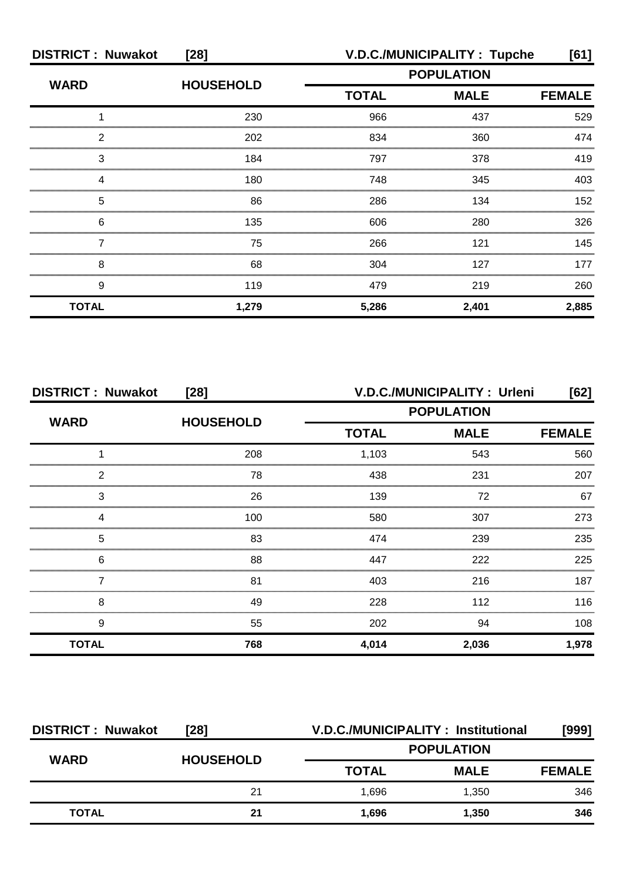**DISTRICT : Nuwakot [28] V.D.C./MUNICIPALITY : Tupche [61]**

| WARD | HOUSEHOLD | POPULATION | | |
|---|---|---|---|---|
| | | TOTAL | MALE | FEMALE |
| 1 | 230 | 966 | 437 | 529 |
| 2 | 202 | 834 | 360 | 474 |
| 3 | 184 | 797 | 378 | 419 |
| 4 | 180 | 748 | 345 | 403 |
| 5 | 86 | 286 | 134 | 152 |
| 6 | 135 | 606 | 280 | 326 |
| 7 | 75 | 266 | 121 | 145 |
| 8 | 68 | 304 | 127 | 177 |
| 9 | 119 | 479 | 219 | 260 |
| **TOTAL** | **1,279** | **5,286** | **2,401** | **2,885** |

**DISTRICT : Nuwakot [28] V.D.C./MUNICIPALITY : Urleni [62]**

| WARD | HOUSEHOLD | POPULATION | | |
|---|---|---|---|---|
| | | TOTAL | MALE | FEMALE |
| 1 | 208 | 1,103 | 543 | 560 |
| 2 | 78 | 438 | 231 | 207 |
| 3 | 26 | 139 | 72 | 67 |
| 4 | 100 | 580 | 307 | 273 |
| 5 | 83 | 474 | 239 | 235 |
| 6 | 88 | 447 | 222 | 225 |
| 7 | 81 | 403 | 216 | 187 |
| 8 | 49 | 228 | 112 | 116 |
| 9 | 55 | 202 | 94 | 108 |
| **TOTAL** | **768** | **4,014** | **2,036** | **1,978** |

**DISTRICT : Nuwakot [28] V.D.C./MUNICIPALITY : Institutional [999]**

| WARD | HOUSEHOLD | POPULATION | | |
|---|---|---|---|---|
| | | TOTAL | MALE | FEMALE |
| | 21 | 1,696 | 1,350 | 346 |
| **TOTAL** | **21** | **1,696** | **1,350** | **346** |